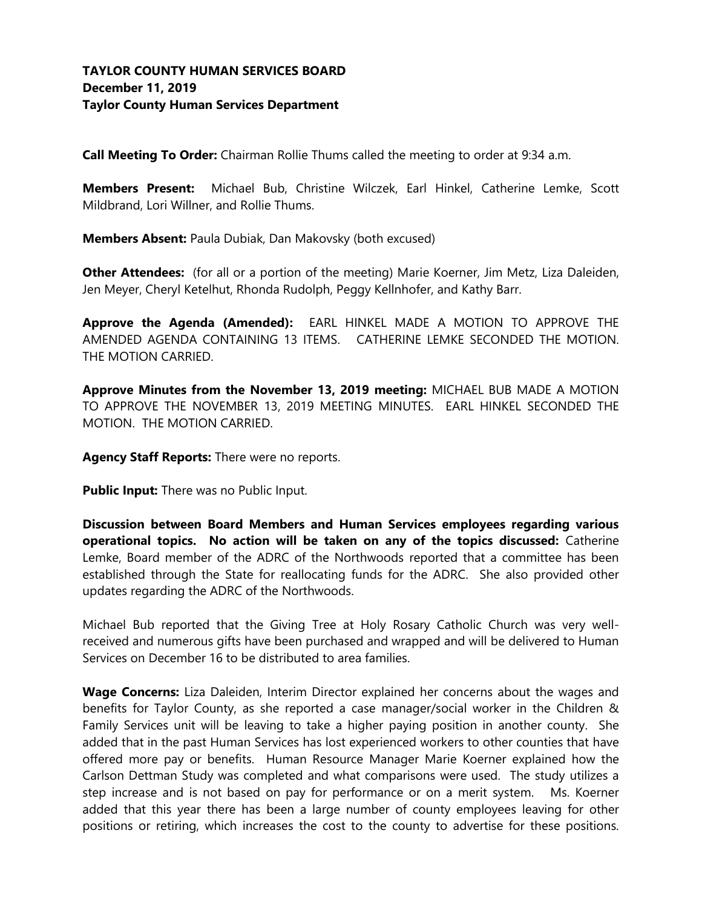**TAYLOR COUNTY HUMAN SERVICES BOARD**
**December 11, 2019**
**Taylor County Human Services Department**

**Call Meeting To Order:** Chairman Rollie Thums called the meeting to order at 9:34 a.m.

**Members Present:** Michael Bub, Christine Wilczek, Earl Hinkel, Catherine Lemke, Scott Mildbrand, Lori Willner, and Rollie Thums.

**Members Absent:** Paula Dubiak, Dan Makovsky (both excused)

**Other Attendees:** (for all or a portion of the meeting) Marie Koerner, Jim Metz, Liza Daleiden, Jen Meyer, Cheryl Ketelhut, Rhonda Rudolph, Peggy Kellnhofer, and Kathy Barr.

**Approve the Agenda (Amended):** EARL HINKEL MADE A MOTION TO APPROVE THE AMENDED AGENDA CONTAINING 13 ITEMS. CATHERINE LEMKE SECONDED THE MOTION. THE MOTION CARRIED.

**Approve Minutes from the November 13, 2019 meeting:** MICHAEL BUB MADE A MOTION TO APPROVE THE NOVEMBER 13, 2019 MEETING MINUTES. EARL HINKEL SECONDED THE MOTION. THE MOTION CARRIED.

**Agency Staff Reports:** There were no reports.

**Public Input:** There was no Public Input.

**Discussion between Board Members and Human Services employees regarding various operational topics. No action will be taken on any of the topics discussed:** Catherine Lemke, Board member of the ADRC of the Northwoods reported that a committee has been established through the State for reallocating funds for the ADRC. She also provided other updates regarding the ADRC of the Northwoods.

Michael Bub reported that the Giving Tree at Holy Rosary Catholic Church was very well-received and numerous gifts have been purchased and wrapped and will be delivered to Human Services on December 16 to be distributed to area families.

**Wage Concerns:** Liza Daleiden, Interim Director explained her concerns about the wages and benefits for Taylor County, as she reported a case manager/social worker in the Children & Family Services unit will be leaving to take a higher paying position in another county. She added that in the past Human Services has lost experienced workers to other counties that have offered more pay or benefits. Human Resource Manager Marie Koerner explained how the Carlson Dettman Study was completed and what comparisons were used. The study utilizes a step increase and is not based on pay for performance or on a merit system. Ms. Koerner added that this year there has been a large number of county employees leaving for other positions or retiring, which increases the cost to the county to advertise for these positions.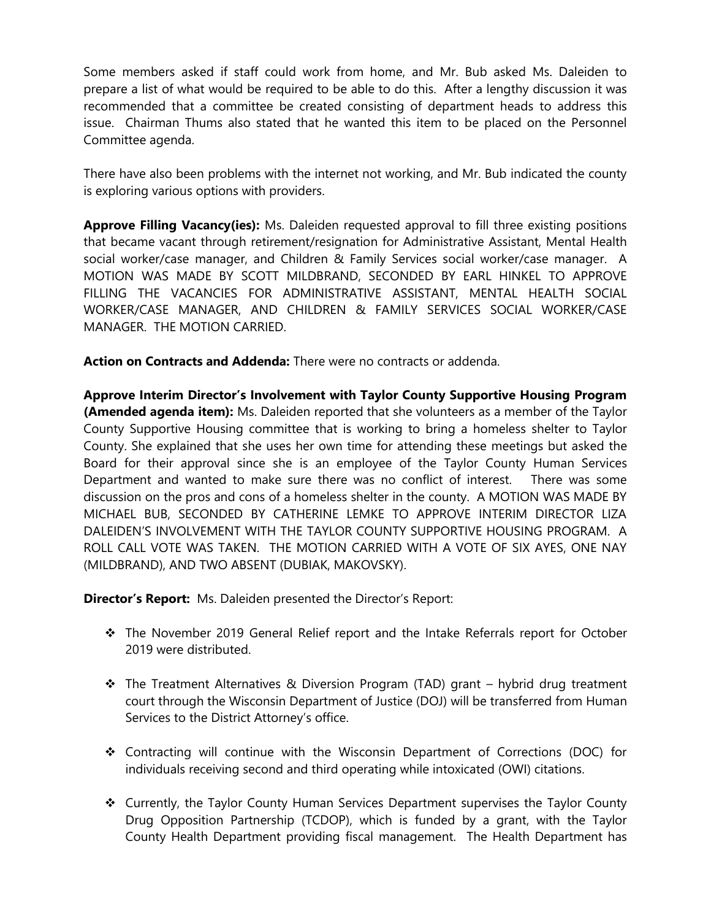Some members asked if staff could work from home, and Mr. Bub asked Ms. Daleiden to prepare a list of what would be required to be able to do this. After a lengthy discussion it was recommended that a committee be created consisting of department heads to address this issue. Chairman Thums also stated that he wanted this item to be placed on the Personnel Committee agenda.

There have also been problems with the internet not working, and Mr. Bub indicated the county is exploring various options with providers.

**Approve Filling Vacancy(ies):** Ms. Daleiden requested approval to fill three existing positions that became vacant through retirement/resignation for Administrative Assistant, Mental Health social worker/case manager, and Children & Family Services social worker/case manager. A MOTION WAS MADE BY SCOTT MILDBRAND, SECONDED BY EARL HINKEL TO APPROVE FILLING THE VACANCIES FOR ADMINISTRATIVE ASSISTANT, MENTAL HEALTH SOCIAL WORKER/CASE MANAGER, AND CHILDREN & FAMILY SERVICES SOCIAL WORKER/CASE MANAGER. THE MOTION CARRIED.

**Action on Contracts and Addenda:** There were no contracts or addenda.

**Approve Interim Director's Involvement with Taylor County Supportive Housing Program (Amended agenda item):** Ms. Daleiden reported that she volunteers as a member of the Taylor County Supportive Housing committee that is working to bring a homeless shelter to Taylor County. She explained that she uses her own time for attending these meetings but asked the Board for their approval since she is an employee of the Taylor County Human Services Department and wanted to make sure there was no conflict of interest. There was some discussion on the pros and cons of a homeless shelter in the county. A MOTION WAS MADE BY MICHAEL BUB, SECONDED BY CATHERINE LEMKE TO APPROVE INTERIM DIRECTOR LIZA DALEIDEN'S INVOLVEMENT WITH THE TAYLOR COUNTY SUPPORTIVE HOUSING PROGRAM. A ROLL CALL VOTE WAS TAKEN. THE MOTION CARRIED WITH A VOTE OF SIX AYES, ONE NAY (MILDBRAND), AND TWO ABSENT (DUBIAK, MAKOVSKY).

**Director's Report:** Ms. Daleiden presented the Director's Report:

- The November 2019 General Relief report and the Intake Referrals report for October 2019 were distributed.
- The Treatment Alternatives & Diversion Program (TAD) grant – hybrid drug treatment court through the Wisconsin Department of Justice (DOJ) will be transferred from Human Services to the District Attorney's office.
- Contracting will continue with the Wisconsin Department of Corrections (DOC) for individuals receiving second and third operating while intoxicated (OWI) citations.
- Currently, the Taylor County Human Services Department supervises the Taylor County Drug Opposition Partnership (TCDOP), which is funded by a grant, with the Taylor County Health Department providing fiscal management. The Health Department has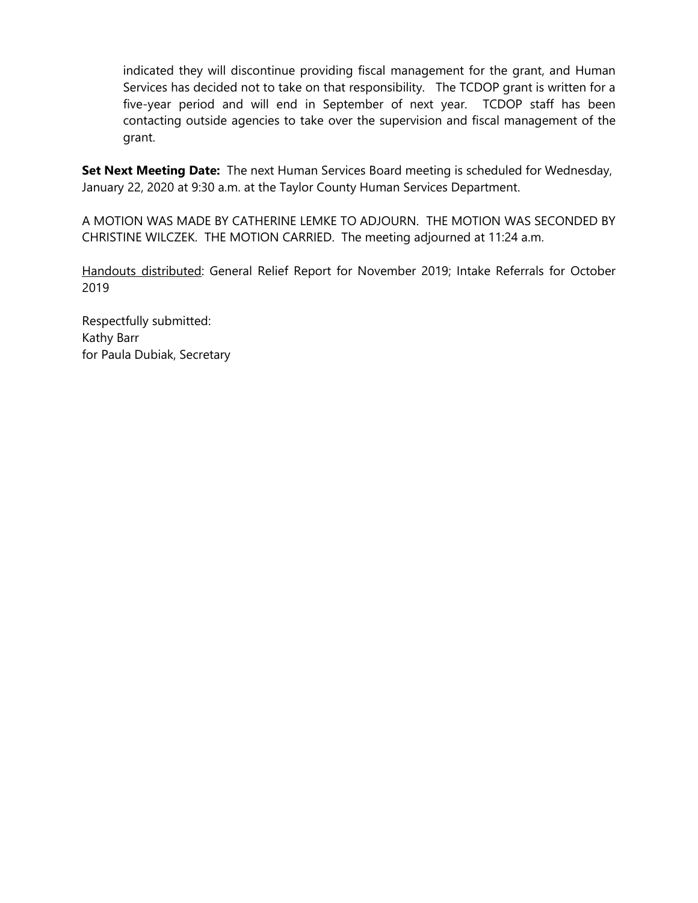indicated they will discontinue providing fiscal management for the grant, and Human Services has decided not to take on that responsibility. The TCDOP grant is written for a five-year period and will end in September of next year. TCDOP staff has been contacting outside agencies to take over the supervision and fiscal management of the grant.

**Set Next Meeting Date:** The next Human Services Board meeting is scheduled for Wednesday, January 22, 2020 at 9:30 a.m. at the Taylor County Human Services Department.

A MOTION WAS MADE BY CATHERINE LEMKE TO ADJOURN. THE MOTION WAS SECONDED BY CHRISTINE WILCZEK. THE MOTION CARRIED. The meeting adjourned at 11:24 a.m.

Handouts distributed: General Relief Report for November 2019; Intake Referrals for October 2019

Respectfully submitted:
Kathy Barr
for Paula Dubiak, Secretary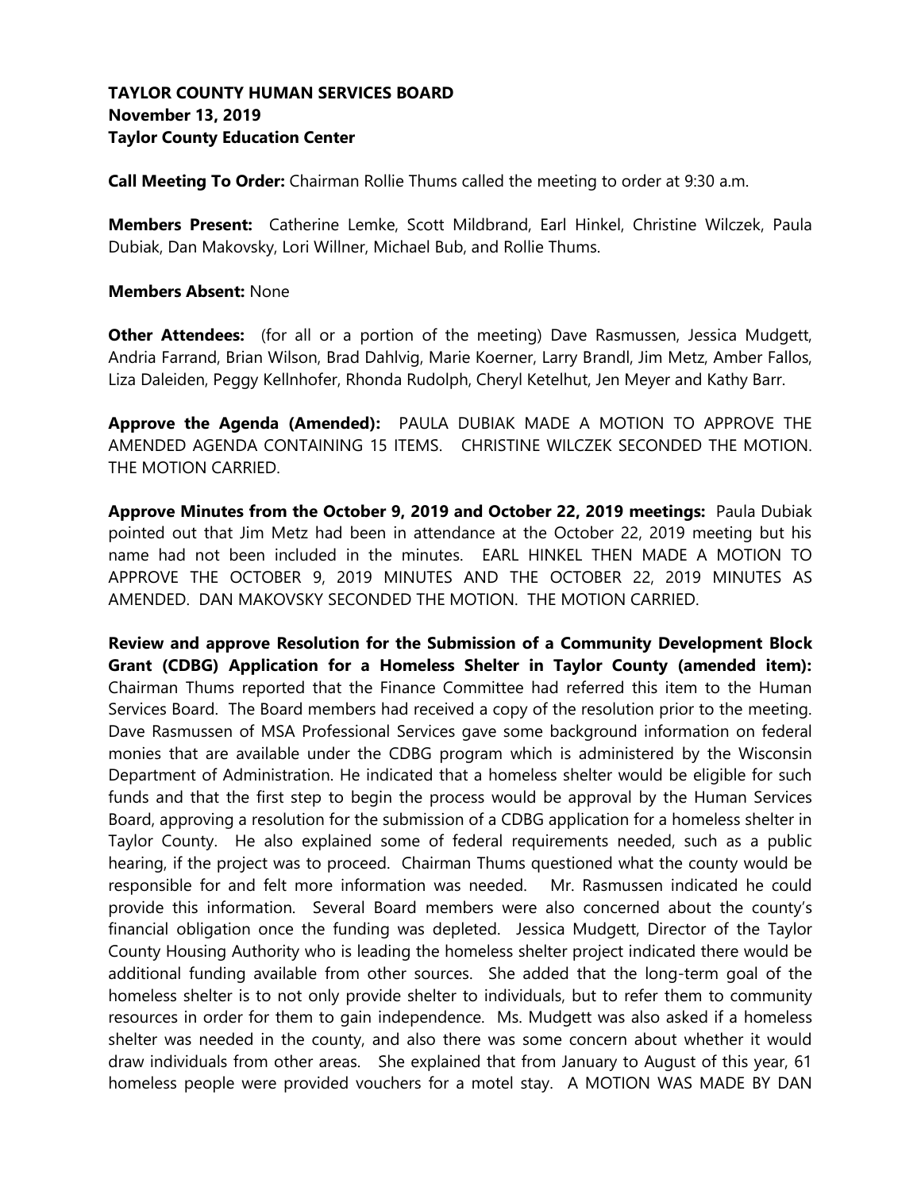**TAYLOR COUNTY HUMAN SERVICES BOARD**
**November 13, 2019**
**Taylor County Education Center**

**Call Meeting To Order:** Chairman Rollie Thums called the meeting to order at 9:30 a.m.

**Members Present:** Catherine Lemke, Scott Mildbrand, Earl Hinkel, Christine Wilczek, Paula Dubiak, Dan Makovsky, Lori Willner, Michael Bub, and Rollie Thums.

**Members Absent:** None

**Other Attendees:** (for all or a portion of the meeting) Dave Rasmussen, Jessica Mudgett, Andria Farrand, Brian Wilson, Brad Dahlvig, Marie Koerner, Larry Brandl, Jim Metz, Amber Fallos, Liza Daleiden, Peggy Kellnhofer, Rhonda Rudolph, Cheryl Ketelhut, Jen Meyer and Kathy Barr.

**Approve the Agenda (Amended):** PAULA DUBIAK MADE A MOTION TO APPROVE THE AMENDED AGENDA CONTAINING 15 ITEMS. CHRISTINE WILCZEK SECONDED THE MOTION. THE MOTION CARRIED.

**Approve Minutes from the October 9, 2019 and October 22, 2019 meetings:** Paula Dubiak pointed out that Jim Metz had been in attendance at the October 22, 2019 meeting but his name had not been included in the minutes. EARL HINKEL THEN MADE A MOTION TO APPROVE THE OCTOBER 9, 2019 MINUTES AND THE OCTOBER 22, 2019 MINUTES AS AMENDED. DAN MAKOVSKY SECONDED THE MOTION. THE MOTION CARRIED.

**Review and approve Resolution for the Submission of a Community Development Block Grant (CDBG) Application for a Homeless Shelter in Taylor County (amended item):** Chairman Thums reported that the Finance Committee had referred this item to the Human Services Board. The Board members had received a copy of the resolution prior to the meeting. Dave Rasmussen of MSA Professional Services gave some background information on federal monies that are available under the CDBG program which is administered by the Wisconsin Department of Administration. He indicated that a homeless shelter would be eligible for such funds and that the first step to begin the process would be approval by the Human Services Board, approving a resolution for the submission of a CDBG application for a homeless shelter in Taylor County. He also explained some of federal requirements needed, such as a public hearing, if the project was to proceed. Chairman Thums questioned what the county would be responsible for and felt more information was needed. Mr. Rasmussen indicated he could provide this information. Several Board members were also concerned about the county's financial obligation once the funding was depleted. Jessica Mudgett, Director of the Taylor County Housing Authority who is leading the homeless shelter project indicated there would be additional funding available from other sources. She added that the long-term goal of the homeless shelter is to not only provide shelter to individuals, but to refer them to community resources in order for them to gain independence. Ms. Mudgett was also asked if a homeless shelter was needed in the county, and also there was some concern about whether it would draw individuals from other areas. She explained that from January to August of this year, 61 homeless people were provided vouchers for a motel stay. A MOTION WAS MADE BY DAN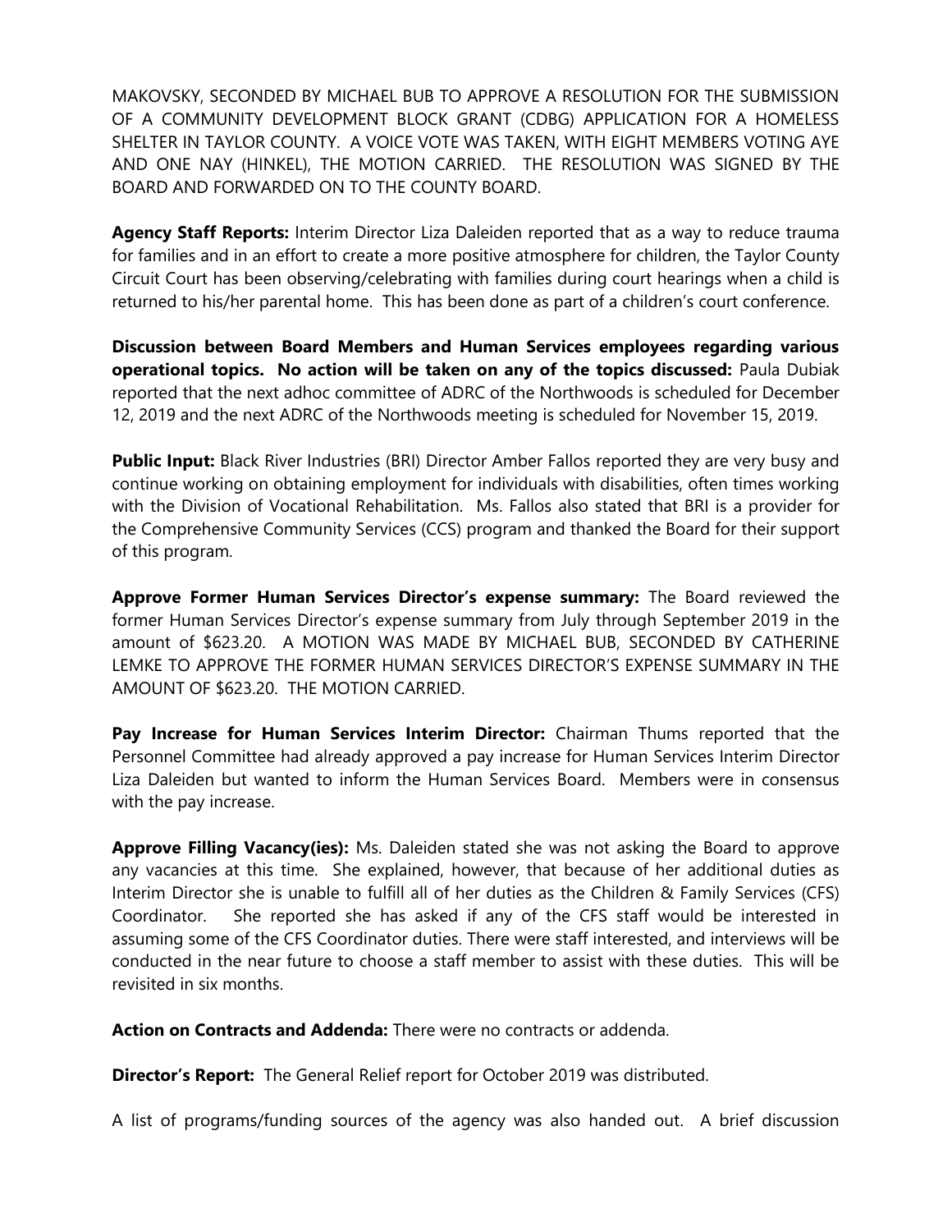MAKOVSKY, SECONDED BY MICHAEL BUB TO APPROVE A RESOLUTION FOR THE SUBMISSION OF A COMMUNITY DEVELOPMENT BLOCK GRANT (CDBG) APPLICATION FOR A HOMELESS SHELTER IN TAYLOR COUNTY. A VOICE VOTE WAS TAKEN, WITH EIGHT MEMBERS VOTING AYE AND ONE NAY (HINKEL), THE MOTION CARRIED. THE RESOLUTION WAS SIGNED BY THE BOARD AND FORWARDED ON TO THE COUNTY BOARD.

**Agency Staff Reports:** Interim Director Liza Daleiden reported that as a way to reduce trauma for families and in an effort to create a more positive atmosphere for children, the Taylor County Circuit Court has been observing/celebrating with families during court hearings when a child is returned to his/her parental home. This has been done as part of a children's court conference.

**Discussion between Board Members and Human Services employees regarding various operational topics. No action will be taken on any of the topics discussed:** Paula Dubiak reported that the next adhoc committee of ADRC of the Northwoods is scheduled for December 12, 2019 and the next ADRC of the Northwoods meeting is scheduled for November 15, 2019.

**Public Input:** Black River Industries (BRI) Director Amber Fallos reported they are very busy and continue working on obtaining employment for individuals with disabilities, often times working with the Division of Vocational Rehabilitation. Ms. Fallos also stated that BRI is a provider for the Comprehensive Community Services (CCS) program and thanked the Board for their support of this program.

**Approve Former Human Services Director's expense summary:** The Board reviewed the former Human Services Director's expense summary from July through September 2019 in the amount of $623.20. A MOTION WAS MADE BY MICHAEL BUB, SECONDED BY CATHERINE LEMKE TO APPROVE THE FORMER HUMAN SERVICES DIRECTOR'S EXPENSE SUMMARY IN THE AMOUNT OF $623.20. THE MOTION CARRIED.

**Pay Increase for Human Services Interim Director:** Chairman Thums reported that the Personnel Committee had already approved a pay increase for Human Services Interim Director Liza Daleiden but wanted to inform the Human Services Board. Members were in consensus with the pay increase.

**Approve Filling Vacancy(ies):** Ms. Daleiden stated she was not asking the Board to approve any vacancies at this time. She explained, however, that because of her additional duties as Interim Director she is unable to fulfill all of her duties as the Children & Family Services (CFS) Coordinator. She reported she has asked if any of the CFS staff would be interested in assuming some of the CFS Coordinator duties. There were staff interested, and interviews will be conducted in the near future to choose a staff member to assist with these duties. This will be revisited in six months.

**Action on Contracts and Addenda:** There were no contracts or addenda.

**Director's Report:** The General Relief report for October 2019 was distributed.

A list of programs/funding sources of the agency was also handed out. A brief discussion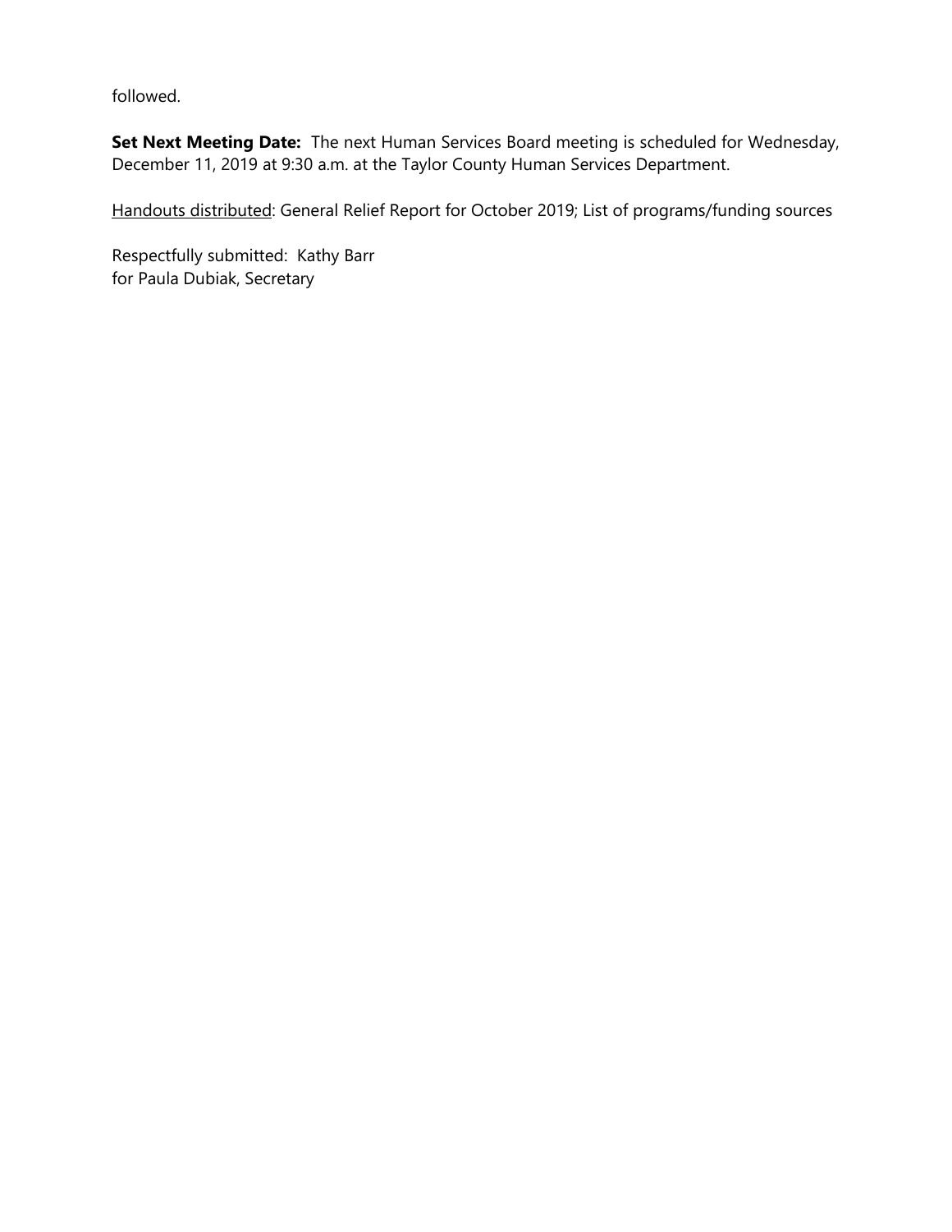followed.

**Set Next Meeting Date:** The next Human Services Board meeting is scheduled for Wednesday, December 11, 2019 at 9:30 a.m. at the Taylor County Human Services Department.

Handouts distributed: General Relief Report for October 2019; List of programs/funding sources

Respectfully submitted: Kathy Barr
for Paula Dubiak, Secretary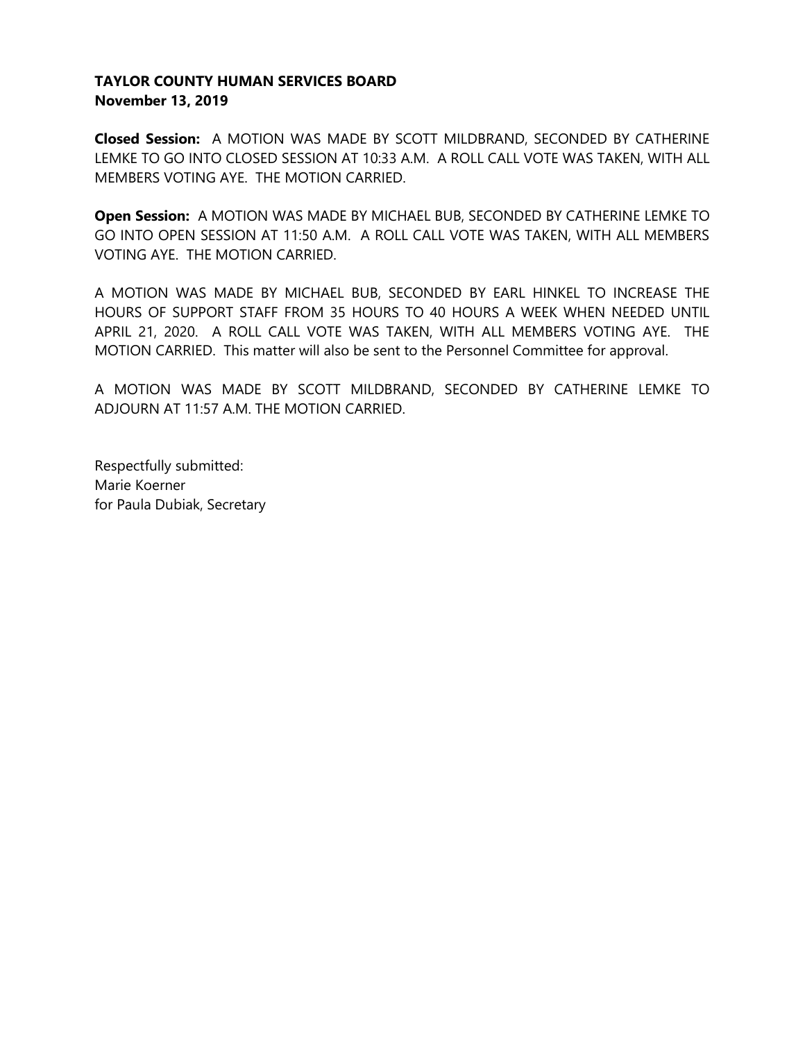**TAYLOR COUNTY HUMAN SERVICES BOARD**
**November 13, 2019**

**Closed Session:** A MOTION WAS MADE BY SCOTT MILDBRAND, SECONDED BY CATHERINE LEMKE TO GO INTO CLOSED SESSION AT 10:33 A.M. A ROLL CALL VOTE WAS TAKEN, WITH ALL MEMBERS VOTING AYE. THE MOTION CARRIED.

**Open Session:** A MOTION WAS MADE BY MICHAEL BUB, SECONDED BY CATHERINE LEMKE TO GO INTO OPEN SESSION AT 11:50 A.M. A ROLL CALL VOTE WAS TAKEN, WITH ALL MEMBERS VOTING AYE. THE MOTION CARRIED.

A MOTION WAS MADE BY MICHAEL BUB, SECONDED BY EARL HINKEL TO INCREASE THE HOURS OF SUPPORT STAFF FROM 35 HOURS TO 40 HOURS A WEEK WHEN NEEDED UNTIL APRIL 21, 2020. A ROLL CALL VOTE WAS TAKEN, WITH ALL MEMBERS VOTING AYE. THE MOTION CARRIED. This matter will also be sent to the Personnel Committee for approval.

A MOTION WAS MADE BY SCOTT MILDBRAND, SECONDED BY CATHERINE LEMKE TO ADJOURN AT 11:57 A.M. THE MOTION CARRIED.

Respectfully submitted:
Marie Koerner
for Paula Dubiak, Secretary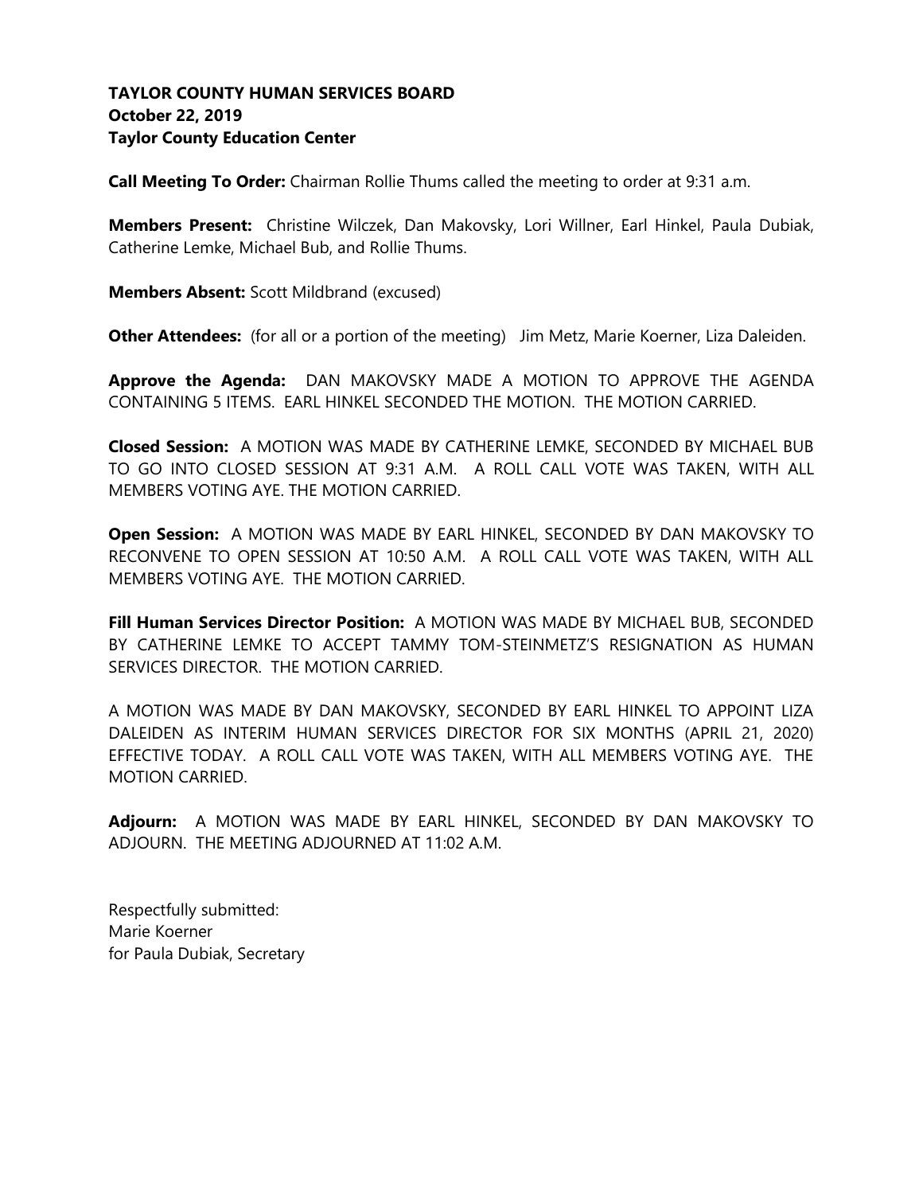**TAYLOR COUNTY HUMAN SERVICES BOARD**
**October 22, 2019**
**Taylor County Education Center**

**Call Meeting To Order:** Chairman Rollie Thums called the meeting to order at 9:31 a.m.

**Members Present:** Christine Wilczek, Dan Makovsky, Lori Willner, Earl Hinkel, Paula Dubiak, Catherine Lemke, Michael Bub, and Rollie Thums.

**Members Absent:** Scott Mildbrand (excused)

**Other Attendees:** (for all or a portion of the meeting) Jim Metz, Marie Koerner, Liza Daleiden.

**Approve the Agenda:** DAN MAKOVSKY MADE A MOTION TO APPROVE THE AGENDA CONTAINING 5 ITEMS. EARL HINKEL SECONDED THE MOTION. THE MOTION CARRIED.

**Closed Session:** A MOTION WAS MADE BY CATHERINE LEMKE, SECONDED BY MICHAEL BUB TO GO INTO CLOSED SESSION AT 9:31 A.M. A ROLL CALL VOTE WAS TAKEN, WITH ALL MEMBERS VOTING AYE. THE MOTION CARRIED.

**Open Session:** A MOTION WAS MADE BY EARL HINKEL, SECONDED BY DAN MAKOVSKY TO RECONVENE TO OPEN SESSION AT 10:50 A.M. A ROLL CALL VOTE WAS TAKEN, WITH ALL MEMBERS VOTING AYE. THE MOTION CARRIED.

**Fill Human Services Director Position:** A MOTION WAS MADE BY MICHAEL BUB, SECONDED BY CATHERINE LEMKE TO ACCEPT TAMMY TOM-STEINMETZ'S RESIGNATION AS HUMAN SERVICES DIRECTOR. THE MOTION CARRIED.

A MOTION WAS MADE BY DAN MAKOVSKY, SECONDED BY EARL HINKEL TO APPOINT LIZA DALEIDEN AS INTERIM HUMAN SERVICES DIRECTOR FOR SIX MONTHS (APRIL 21, 2020) EFFECTIVE TODAY. A ROLL CALL VOTE WAS TAKEN, WITH ALL MEMBERS VOTING AYE. THE MOTION CARRIED.

**Adjourn:** A MOTION WAS MADE BY EARL HINKEL, SECONDED BY DAN MAKOVSKY TO ADJOURN. THE MEETING ADJOURNED AT 11:02 A.M.

Respectfully submitted:
Marie Koerner
for Paula Dubiak, Secretary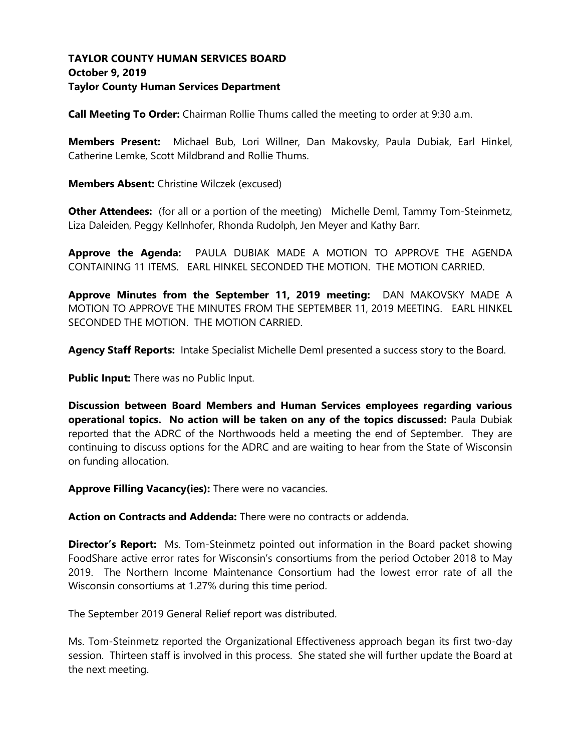**TAYLOR COUNTY HUMAN SERVICES BOARD**
**October 9, 2019**
**Taylor County Human Services Department**

**Call Meeting To Order:** Chairman Rollie Thums called the meeting to order at 9:30 a.m.

**Members Present:** Michael Bub, Lori Willner, Dan Makovsky, Paula Dubiak, Earl Hinkel, Catherine Lemke, Scott Mildbrand and Rollie Thums.

**Members Absent:** Christine Wilczek (excused)

**Other Attendees:** (for all or a portion of the meeting) Michelle Deml, Tammy Tom-Steinmetz, Liza Daleiden, Peggy Kellnhofer, Rhonda Rudolph, Jen Meyer and Kathy Barr.

**Approve the Agenda:** PAULA DUBIAK MADE A MOTION TO APPROVE THE AGENDA CONTAINING 11 ITEMS. EARL HINKEL SECONDED THE MOTION. THE MOTION CARRIED.

**Approve Minutes from the September 11, 2019 meeting:** DAN MAKOVSKY MADE A MOTION TO APPROVE THE MINUTES FROM THE SEPTEMBER 11, 2019 MEETING. EARL HINKEL SECONDED THE MOTION. THE MOTION CARRIED.

**Agency Staff Reports:** Intake Specialist Michelle Deml presented a success story to the Board.

**Public Input:** There was no Public Input.

**Discussion between Board Members and Human Services employees regarding various operational topics. No action will be taken on any of the topics discussed:** Paula Dubiak reported that the ADRC of the Northwoods held a meeting the end of September. They are continuing to discuss options for the ADRC and are waiting to hear from the State of Wisconsin on funding allocation.

**Approve Filling Vacancy(ies):** There were no vacancies.

**Action on Contracts and Addenda:** There were no contracts or addenda.

**Director's Report:** Ms. Tom-Steinmetz pointed out information in the Board packet showing FoodShare active error rates for Wisconsin's consortiums from the period October 2018 to May 2019. The Northern Income Maintenance Consortium had the lowest error rate of all the Wisconsin consortiums at 1.27% during this time period.

The September 2019 General Relief report was distributed.

Ms. Tom-Steinmetz reported the Organizational Effectiveness approach began its first two-day session. Thirteen staff is involved in this process. She stated she will further update the Board at the next meeting.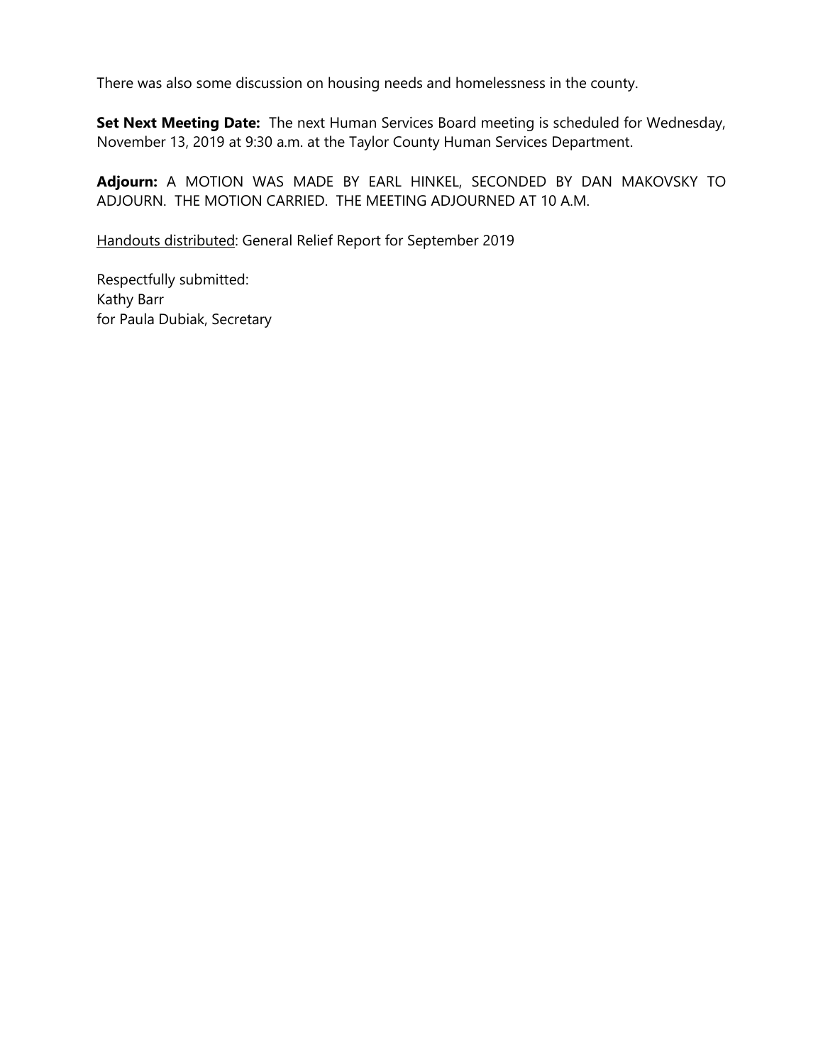There was also some discussion on housing needs and homelessness in the county.

**Set Next Meeting Date:** The next Human Services Board meeting is scheduled for Wednesday, November 13, 2019 at 9:30 a.m. at the Taylor County Human Services Department.

**Adjourn:** A MOTION WAS MADE BY EARL HINKEL, SECONDED BY DAN MAKOVSKY TO ADJOURN. THE MOTION CARRIED. THE MEETING ADJOURNED AT 10 A.M.

<u>Handouts distributed</u>: General Relief Report for September 2019

Respectfully submitted:
Kathy Barr
for Paula Dubiak, Secretary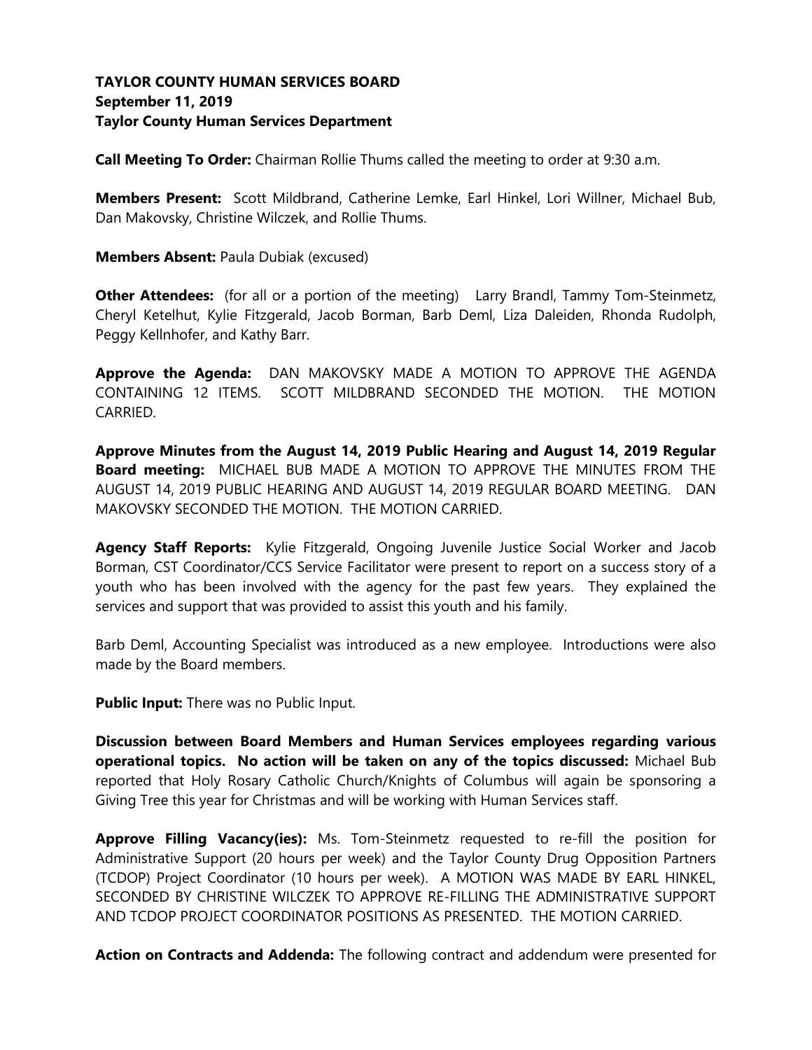**TAYLOR COUNTY HUMAN SERVICES BOARD**
**September 11, 2019**
**Taylor County Human Services Department**

**Call Meeting To Order:** Chairman Rollie Thums called the meeting to order at 9:30 a.m.

**Members Present:** Scott Mildbrand, Catherine Lemke, Earl Hinkel, Lori Willner, Michael Bub, Dan Makovsky, Christine Wilczek, and Rollie Thums.

**Members Absent:** Paula Dubiak (excused)

**Other Attendees:** (for all or a portion of the meeting) Larry Brandl, Tammy Tom-Steinmetz, Cheryl Ketelhut, Kylie Fitzgerald, Jacob Borman, Barb Deml, Liza Daleiden, Rhonda Rudolph, Peggy Kellnhofer, and Kathy Barr.

**Approve the Agenda:** DAN MAKOVSKY MADE A MOTION TO APPROVE THE AGENDA CONTAINING 12 ITEMS. SCOTT MILDBRAND SECONDED THE MOTION. THE MOTION CARRIED.

**Approve Minutes from the August 14, 2019 Public Hearing and August 14, 2019 Regular Board meeting:** MICHAEL BUB MADE A MOTION TO APPROVE THE MINUTES FROM THE AUGUST 14, 2019 PUBLIC HEARING AND AUGUST 14, 2019 REGULAR BOARD MEETING. DAN MAKOVSKY SECONDED THE MOTION. THE MOTION CARRIED.

**Agency Staff Reports:** Kylie Fitzgerald, Ongoing Juvenile Justice Social Worker and Jacob Borman, CST Coordinator/CCS Service Facilitator were present to report on a success story of a youth who has been involved with the agency for the past few years. They explained the services and support that was provided to assist this youth and his family.

Barb Deml, Accounting Specialist was introduced as a new employee. Introductions were also made by the Board members.

**Public Input:** There was no Public Input.

**Discussion between Board Members and Human Services employees regarding various operational topics. No action will be taken on any of the topics discussed:** Michael Bub reported that Holy Rosary Catholic Church/Knights of Columbus will again be sponsoring a Giving Tree this year for Christmas and will be working with Human Services staff.

**Approve Filling Vacancy(ies):** Ms. Tom-Steinmetz requested to re-fill the position for Administrative Support (20 hours per week) and the Taylor County Drug Opposition Partners (TCDOP) Project Coordinator (10 hours per week). A MOTION WAS MADE BY EARL HINKEL, SECONDED BY CHRISTINE WILCZEK TO APPROVE RE-FILLING THE ADMINISTRATIVE SUPPORT AND TCDOP PROJECT COORDINATOR POSITIONS AS PRESENTED. THE MOTION CARRIED.

**Action on Contracts and Addenda:** The following contract and addendum were presented for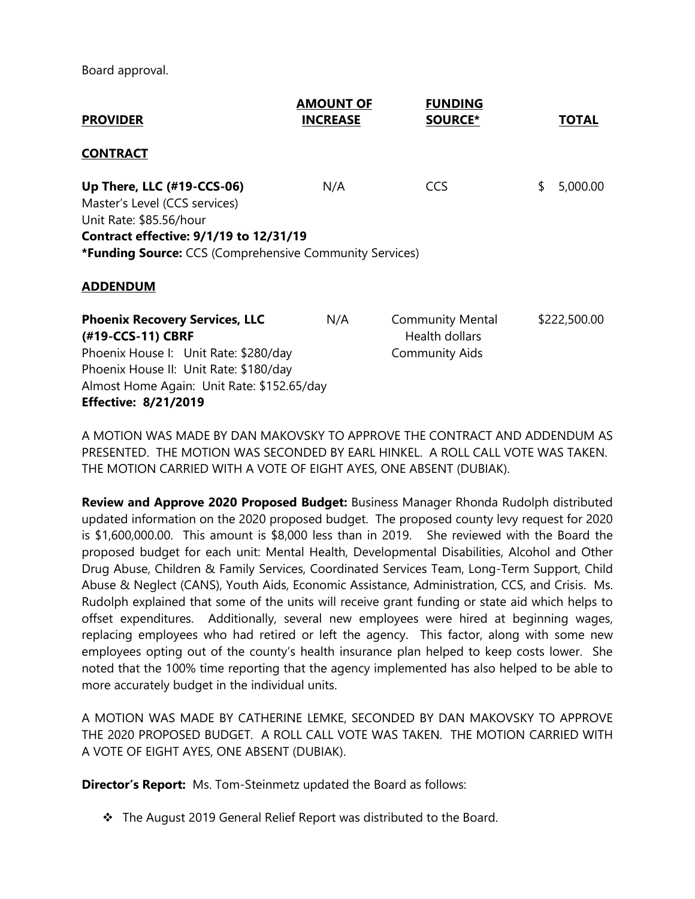Board approval.

| PROVIDER | AMOUNT OF INCREASE | FUNDING SOURCE* | TOTAL |
|---|---|---|---|
| **CONTRACT** | | | |
| **Up There, LLC (#19-CCS-06)**<br>Master's Level (CCS services)<br>Unit Rate: $85.56/hour<br>**Contract effective: 9/1/19 to 12/31/19**<br>**\*Funding Source:** CCS (Comprehensive Community Services) | N/A | CCS | $ 5,000.00 |
| **ADDENDUM** | | | |
| **Phoenix Recovery Services, LLC (#19-CCS-11) CBRF**<br>Phoenix House I: Unit Rate: $280/day<br>Phoenix House II: Unit Rate: $180/day<br>Almost Home Again: Unit Rate: $152.65/day<br>**Effective: 8/21/2019** | N/A | Community Mental Health dollars<br>Community Aids | $222,500.00 |

A MOTION WAS MADE BY DAN MAKOVSKY TO APPROVE THE CONTRACT AND ADDENDUM AS PRESENTED. THE MOTION WAS SECONDED BY EARL HINKEL. A ROLL CALL VOTE WAS TAKEN. THE MOTION CARRIED WITH A VOTE OF EIGHT AYES, ONE ABSENT (DUBIAK).

**Review and Approve 2020 Proposed Budget:** Business Manager Rhonda Rudolph distributed updated information on the 2020 proposed budget. The proposed county levy request for 2020 is $1,600,000.00. This amount is $8,000 less than in 2019. She reviewed with the Board the proposed budget for each unit: Mental Health, Developmental Disabilities, Alcohol and Other Drug Abuse, Children & Family Services, Coordinated Services Team, Long-Term Support, Child Abuse & Neglect (CANS), Youth Aids, Economic Assistance, Administration, CCS, and Crisis. Ms. Rudolph explained that some of the units will receive grant funding or state aid which helps to offset expenditures. Additionally, several new employees were hired at beginning wages, replacing employees who had retired or left the agency. This factor, along with some new employees opting out of the county's health insurance plan helped to keep costs lower. She noted that the 100% time reporting that the agency implemented has also helped to be able to more accurately budget in the individual units.

A MOTION WAS MADE BY CATHERINE LEMKE, SECONDED BY DAN MAKOVSKY TO APPROVE THE 2020 PROPOSED BUDGET. A ROLL CALL VOTE WAS TAKEN. THE MOTION CARRIED WITH A VOTE OF EIGHT AYES, ONE ABSENT (DUBIAK).

**Director's Report:** Ms. Tom-Steinmetz updated the Board as follows:

- The August 2019 General Relief Report was distributed to the Board.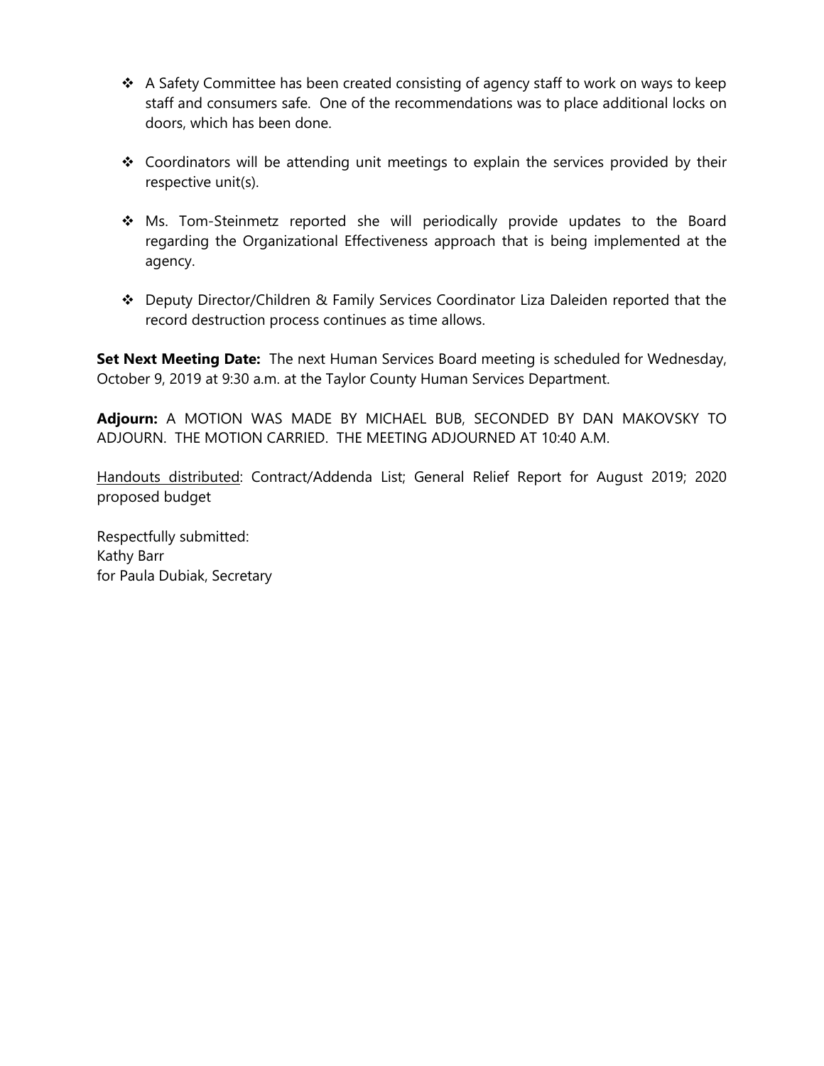- A Safety Committee has been created consisting of agency staff to work on ways to keep staff and consumers safe. One of the recommendations was to place additional locks on doors, which has been done.

- Coordinators will be attending unit meetings to explain the services provided by their respective unit(s).

- Ms. Tom-Steinmetz reported she will periodically provide updates to the Board regarding the Organizational Effectiveness approach that is being implemented at the agency.

- Deputy Director/Children & Family Services Coordinator Liza Daleiden reported that the record destruction process continues as time allows.

**Set Next Meeting Date:** The next Human Services Board meeting is scheduled for Wednesday, October 9, 2019 at 9:30 a.m. at the Taylor County Human Services Department.

**Adjourn:** A MOTION WAS MADE BY MICHAEL BUB, SECONDED BY DAN MAKOVSKY TO ADJOURN. THE MOTION CARRIED. THE MEETING ADJOURNED AT 10:40 A.M.

<u>Handouts distributed</u>: Contract/Addenda List; General Relief Report for August 2019; 2020 proposed budget

Respectfully submitted:
Kathy Barr
for Paula Dubiak, Secretary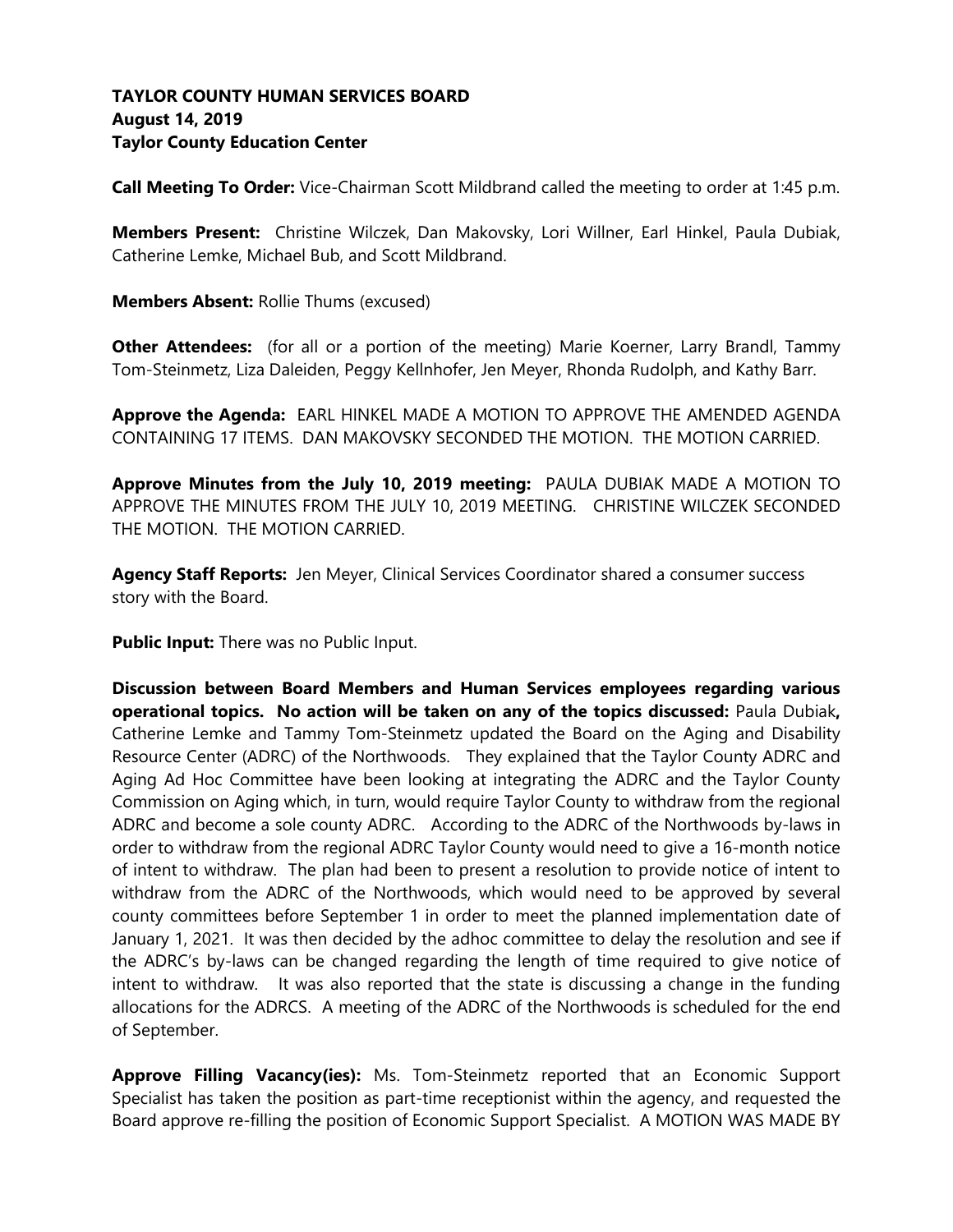**TAYLOR COUNTY HUMAN SERVICES BOARD**
**August 14, 2019**
**Taylor County Education Center**

**Call Meeting To Order:** Vice-Chairman Scott Mildbrand called the meeting to order at 1:45 p.m.

**Members Present:** Christine Wilczek, Dan Makovsky, Lori Willner, Earl Hinkel, Paula Dubiak, Catherine Lemke, Michael Bub, and Scott Mildbrand.

**Members Absent:** Rollie Thums (excused)

**Other Attendees:** (for all or a portion of the meeting) Marie Koerner, Larry Brandl, Tammy Tom-Steinmetz, Liza Daleiden, Peggy Kellnhofer, Jen Meyer, Rhonda Rudolph, and Kathy Barr.

**Approve the Agenda:** EARL HINKEL MADE A MOTION TO APPROVE THE AMENDED AGENDA CONTAINING 17 ITEMS. DAN MAKOVSKY SECONDED THE MOTION. THE MOTION CARRIED.

**Approve Minutes from the July 10, 2019 meeting:** PAULA DUBIAK MADE A MOTION TO APPROVE THE MINUTES FROM THE JULY 10, 2019 MEETING. CHRISTINE WILCZEK SECONDED THE MOTION. THE MOTION CARRIED.

**Agency Staff Reports:** Jen Meyer, Clinical Services Coordinator shared a consumer success story with the Board.

**Public Input:** There was no Public Input.

**Discussion between Board Members and Human Services employees regarding various operational topics. No action will be taken on any of the topics discussed:** Paula Dubiak**,** Catherine Lemke and Tammy Tom-Steinmetz updated the Board on the Aging and Disability Resource Center (ADRC) of the Northwoods. They explained that the Taylor County ADRC and Aging Ad Hoc Committee have been looking at integrating the ADRC and the Taylor County Commission on Aging which, in turn, would require Taylor County to withdraw from the regional ADRC and become a sole county ADRC. According to the ADRC of the Northwoods by-laws in order to withdraw from the regional ADRC Taylor County would need to give a 16-month notice of intent to withdraw. The plan had been to present a resolution to provide notice of intent to withdraw from the ADRC of the Northwoods, which would need to be approved by several county committees before September 1 in order to meet the planned implementation date of January 1, 2021. It was then decided by the adhoc committee to delay the resolution and see if the ADRC's by-laws can be changed regarding the length of time required to give notice of intent to withdraw. It was also reported that the state is discussing a change in the funding allocations for the ADRCS. A meeting of the ADRC of the Northwoods is scheduled for the end of September.

**Approve Filling Vacancy(ies):** Ms. Tom-Steinmetz reported that an Economic Support Specialist has taken the position as part-time receptionist within the agency, and requested the Board approve re-filling the position of Economic Support Specialist. A MOTION WAS MADE BY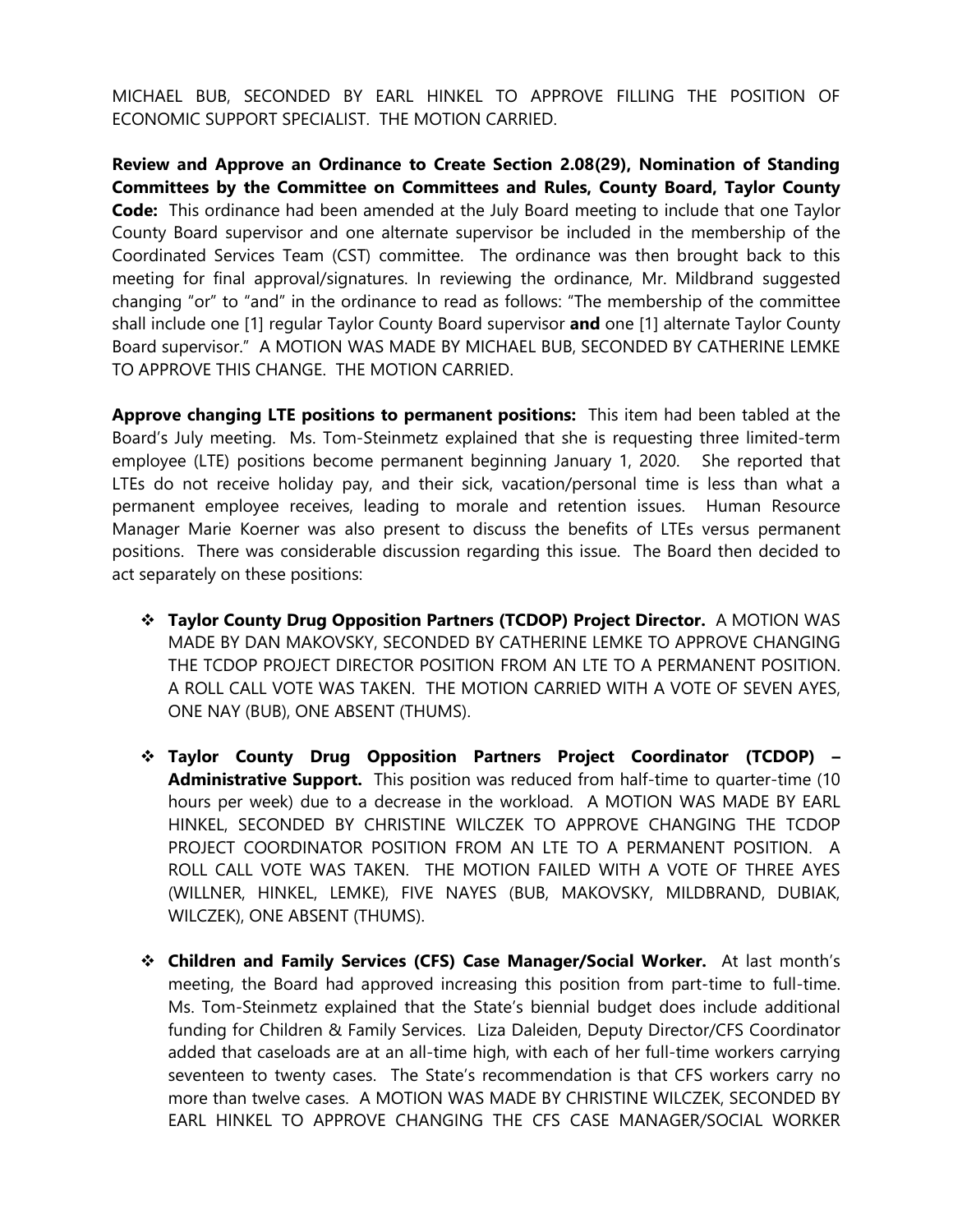MICHAEL BUB, SECONDED BY EARL HINKEL TO APPROVE FILLING THE POSITION OF ECONOMIC SUPPORT SPECIALIST. THE MOTION CARRIED.

**Review and Approve an Ordinance to Create Section 2.08(29), Nomination of Standing Committees by the Committee on Committees and Rules, County Board, Taylor County Code:** This ordinance had been amended at the July Board meeting to include that one Taylor County Board supervisor and one alternate supervisor be included in the membership of the Coordinated Services Team (CST) committee. The ordinance was then brought back to this meeting for final approval/signatures. In reviewing the ordinance, Mr. Mildbrand suggested changing "or" to "and" in the ordinance to read as follows: "The membership of the committee shall include one [1] regular Taylor County Board supervisor **and** one [1] alternate Taylor County Board supervisor." A MOTION WAS MADE BY MICHAEL BUB, SECONDED BY CATHERINE LEMKE TO APPROVE THIS CHANGE. THE MOTION CARRIED.

**Approve changing LTE positions to permanent positions:** This item had been tabled at the Board's July meeting. Ms. Tom-Steinmetz explained that she is requesting three limited-term employee (LTE) positions become permanent beginning January 1, 2020. She reported that LTEs do not receive holiday pay, and their sick, vacation/personal time is less than what a permanent employee receives, leading to morale and retention issues. Human Resource Manager Marie Koerner was also present to discuss the benefits of LTEs versus permanent positions. There was considerable discussion regarding this issue. The Board then decided to act separately on these positions:

- **Taylor County Drug Opposition Partners (TCDOP) Project Director.** A MOTION WAS MADE BY DAN MAKOVSKY, SECONDED BY CATHERINE LEMKE TO APPROVE CHANGING THE TCDOP PROJECT DIRECTOR POSITION FROM AN LTE TO A PERMANENT POSITION. A ROLL CALL VOTE WAS TAKEN. THE MOTION CARRIED WITH A VOTE OF SEVEN AYES, ONE NAY (BUB), ONE ABSENT (THUMS).

- **Taylor County Drug Opposition Partners Project Coordinator (TCDOP) – Administrative Support.** This position was reduced from half-time to quarter-time (10 hours per week) due to a decrease in the workload. A MOTION WAS MADE BY EARL HINKEL, SECONDED BY CHRISTINE WILCZEK TO APPROVE CHANGING THE TCDOP PROJECT COORDINATOR POSITION FROM AN LTE TO A PERMANENT POSITION. A ROLL CALL VOTE WAS TAKEN. THE MOTION FAILED WITH A VOTE OF THREE AYES (WILLNER, HINKEL, LEMKE), FIVE NAYES (BUB, MAKOVSKY, MILDBRAND, DUBIAK, WILCZEK), ONE ABSENT (THUMS).

- **Children and Family Services (CFS) Case Manager/Social Worker.** At last month's meeting, the Board had approved increasing this position from part-time to full-time. Ms. Tom-Steinmetz explained that the State's biennial budget does include additional funding for Children & Family Services. Liza Daleiden, Deputy Director/CFS Coordinator added that caseloads are at an all-time high, with each of her full-time workers carrying seventeen to twenty cases. The State's recommendation is that CFS workers carry no more than twelve cases. A MOTION WAS MADE BY CHRISTINE WILCZEK, SECONDED BY EARL HINKEL TO APPROVE CHANGING THE CFS CASE MANAGER/SOCIAL WORKER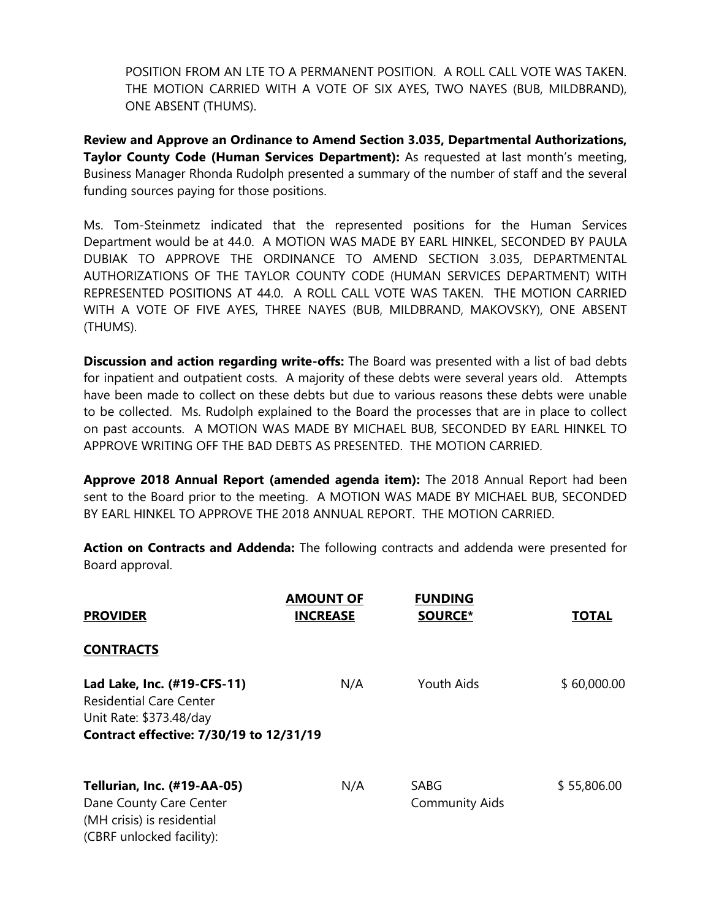POSITION FROM AN LTE TO A PERMANENT POSITION. A ROLL CALL VOTE WAS TAKEN. THE MOTION CARRIED WITH A VOTE OF SIX AYES, TWO NAYES (BUB, MILDBRAND), ONE ABSENT (THUMS).

**Review and Approve an Ordinance to Amend Section 3.035, Departmental Authorizations, Taylor County Code (Human Services Department):** As requested at last month's meeting, Business Manager Rhonda Rudolph presented a summary of the number of staff and the several funding sources paying for those positions.

Ms. Tom-Steinmetz indicated that the represented positions for the Human Services Department would be at 44.0. A MOTION WAS MADE BY EARL HINKEL, SECONDED BY PAULA DUBIAK TO APPROVE THE ORDINANCE TO AMEND SECTION 3.035, DEPARTMENTAL AUTHORIZATIONS OF THE TAYLOR COUNTY CODE (HUMAN SERVICES DEPARTMENT) WITH REPRESENTED POSITIONS AT 44.0. A ROLL CALL VOTE WAS TAKEN. THE MOTION CARRIED WITH A VOTE OF FIVE AYES, THREE NAYES (BUB, MILDBRAND, MAKOVSKY), ONE ABSENT (THUMS).

**Discussion and action regarding write-offs:** The Board was presented with a list of bad debts for inpatient and outpatient costs. A majority of these debts were several years old. Attempts have been made to collect on these debts but due to various reasons these debts were unable to be collected. Ms. Rudolph explained to the Board the processes that are in place to collect on past accounts. A MOTION WAS MADE BY MICHAEL BUB, SECONDED BY EARL HINKEL TO APPROVE WRITING OFF THE BAD DEBTS AS PRESENTED. THE MOTION CARRIED.

**Approve 2018 Annual Report (amended agenda item):** The 2018 Annual Report had been sent to the Board prior to the meeting. A MOTION WAS MADE BY MICHAEL BUB, SECONDED BY EARL HINKEL TO APPROVE THE 2018 ANNUAL REPORT. THE MOTION CARRIED.

**Action on Contracts and Addenda:** The following contracts and addenda were presented for Board approval.

| PROVIDER | AMOUNT OF INCREASE | FUNDING SOURCE* | TOTAL |
|---|---|---|---|
| **CONTRACTS** | | | |
| **Lad Lake, Inc. (#19-CFS-11)**<br>Residential Care Center<br>Unit Rate: $373.48/day<br>**Contract effective: 7/30/19 to 12/31/19** | N/A | Youth Aids | $ 60,000.00 |
| **Tellurian, Inc. (#19-AA-05)**<br>Dane County Care Center<br>(MH crisis) is residential<br>(CBRF unlocked facility): | N/A | SABG<br>Community Aids | $ 55,806.00 |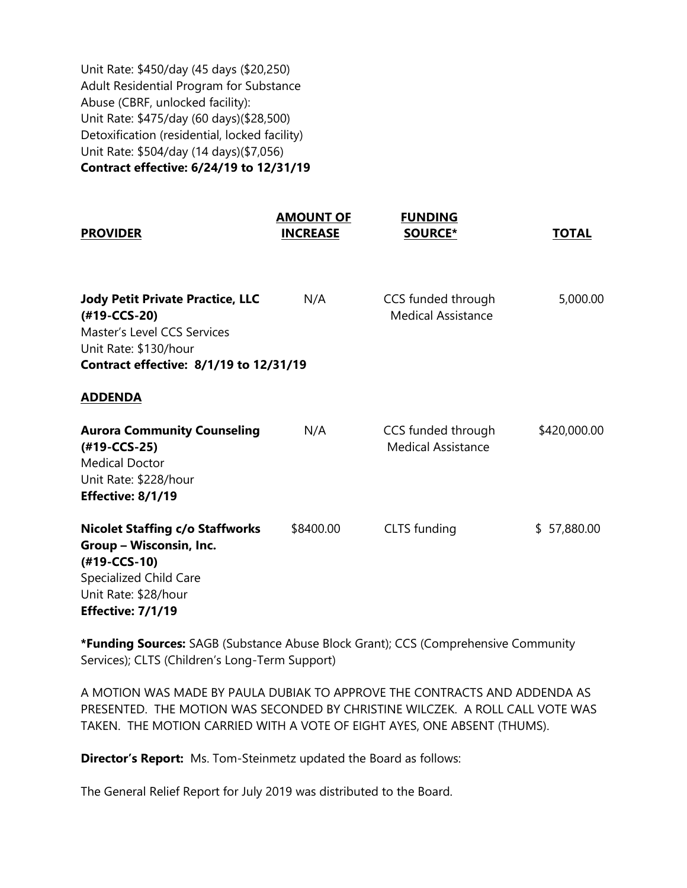Unit Rate: $450/day (45 days ($20,250)
Adult Residential Program for Substance Abuse (CBRF, unlocked facility):
Unit Rate: $475/day (60 days)($28,500)
Detoxification (residential, locked facility)
Unit Rate: $504/day (14 days)($7,056)
**Contract effective: 6/24/19 to 12/31/19**

| PROVIDER | AMOUNT OF INCREASE | FUNDING SOURCE* | TOTAL |
|---|---|---|---|
| **Jody Petit Private Practice, LLC (#19-CCS-20)**<br>Master's Level CCS Services<br>Unit Rate: $130/hour<br>**Contract effective: 8/1/19 to 12/31/19** | N/A | CCS funded through Medical Assistance | 5,000.00 |
| **ADDENDA** | | | |
| **Aurora Community Counseling (#19-CCS-25)**<br>Medical Doctor<br>Unit Rate: $228/hour<br>**Effective: 8/1/19** | N/A | CCS funded through Medical Assistance | $420,000.00 |
| **Nicolet Staffing c/o Staffworks Group – Wisconsin, Inc. (#19-CCS-10)**<br>Specialized Child Care<br>Unit Rate: $28/hour<br>**Effective: 7/1/19** | $8400.00 | CLTS funding | $ 57,880.00 |

***Funding Sources:** SAGB (Substance Abuse Block Grant); CCS (Comprehensive Community Services); CLTS (Children's Long-Term Support)

A MOTION WAS MADE BY PAULA DUBIAK TO APPROVE THE CONTRACTS AND ADDENDA AS PRESENTED. THE MOTION WAS SECONDED BY CHRISTINE WILCZEK. A ROLL CALL VOTE WAS TAKEN. THE MOTION CARRIED WITH A VOTE OF EIGHT AYES, ONE ABSENT (THUMS).

**Director's Report:** Ms. Tom-Steinmetz updated the Board as follows:

The General Relief Report for July 2019 was distributed to the Board.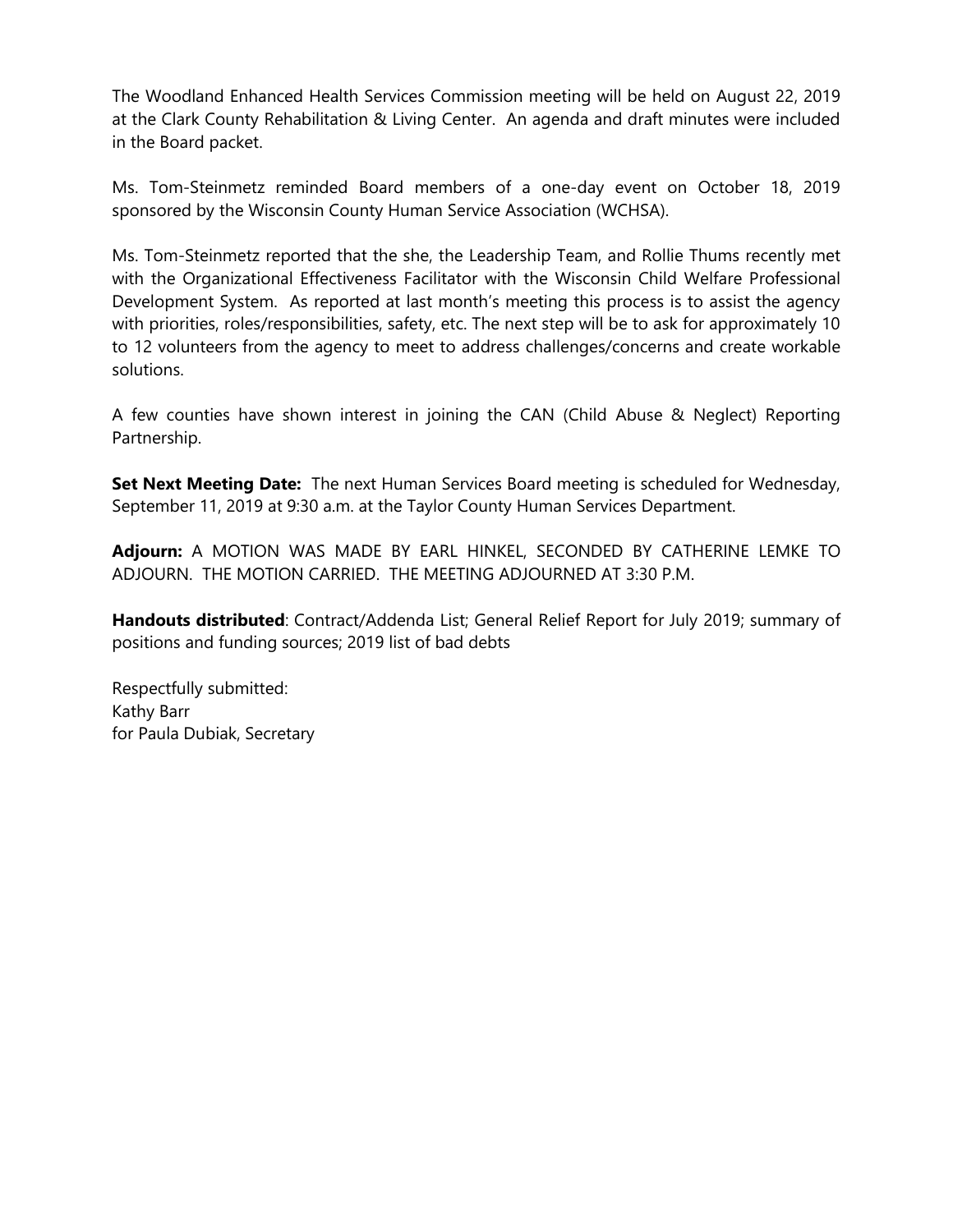The Woodland Enhanced Health Services Commission meeting will be held on August 22, 2019 at the Clark County Rehabilitation & Living Center. An agenda and draft minutes were included in the Board packet.

Ms. Tom-Steinmetz reminded Board members of a one-day event on October 18, 2019 sponsored by the Wisconsin County Human Service Association (WCHSA).

Ms. Tom-Steinmetz reported that the she, the Leadership Team, and Rollie Thums recently met with the Organizational Effectiveness Facilitator with the Wisconsin Child Welfare Professional Development System. As reported at last month's meeting this process is to assist the agency with priorities, roles/responsibilities, safety, etc. The next step will be to ask for approximately 10 to 12 volunteers from the agency to meet to address challenges/concerns and create workable solutions.

A few counties have shown interest in joining the CAN (Child Abuse & Neglect) Reporting Partnership.

**Set Next Meeting Date:** The next Human Services Board meeting is scheduled for Wednesday, September 11, 2019 at 9:30 a.m. at the Taylor County Human Services Department.

**Adjourn:** A MOTION WAS MADE BY EARL HINKEL, SECONDED BY CATHERINE LEMKE TO ADJOURN. THE MOTION CARRIED. THE MEETING ADJOURNED AT 3:30 P.M.

**Handouts distributed**: Contract/Addenda List; General Relief Report for July 2019; summary of positions and funding sources; 2019 list of bad debts

Respectfully submitted:
Kathy Barr
for Paula Dubiak, Secretary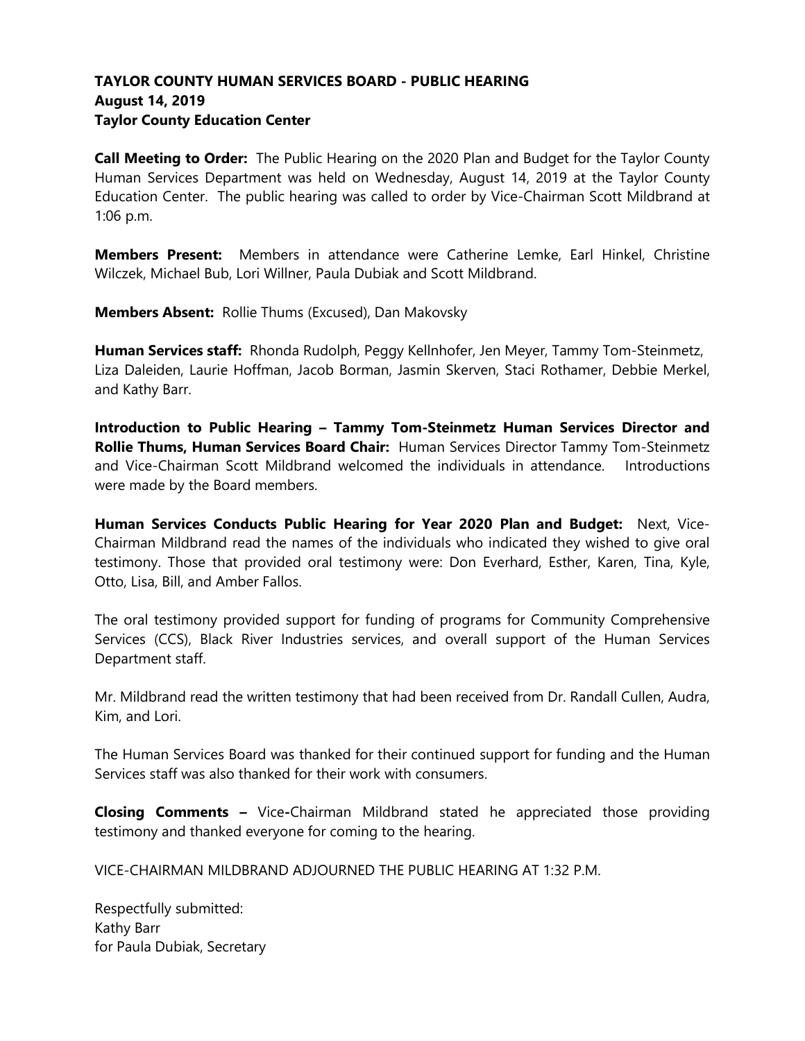**TAYLOR COUNTY HUMAN SERVICES BOARD - PUBLIC HEARING**
**August 14, 2019**
**Taylor County Education Center**

**Call Meeting to Order:** The Public Hearing on the 2020 Plan and Budget for the Taylor County Human Services Department was held on Wednesday, August 14, 2019 at the Taylor County Education Center. The public hearing was called to order by Vice-Chairman Scott Mildbrand at 1:06 p.m.

**Members Present:** Members in attendance were Catherine Lemke, Earl Hinkel, Christine Wilczek, Michael Bub, Lori Willner, Paula Dubiak and Scott Mildbrand.

**Members Absent:** Rollie Thums (Excused), Dan Makovsky

**Human Services staff:** Rhonda Rudolph, Peggy Kellnhofer, Jen Meyer, Tammy Tom-Steinmetz, Liza Daleiden, Laurie Hoffman, Jacob Borman, Jasmin Skerven, Staci Rothamer, Debbie Merkel, and Kathy Barr.

**Introduction to Public Hearing – Tammy Tom-Steinmetz Human Services Director and Rollie Thums, Human Services Board Chair:** Human Services Director Tammy Tom-Steinmetz and Vice-Chairman Scott Mildbrand welcomed the individuals in attendance. Introductions were made by the Board members.

**Human Services Conducts Public Hearing for Year 2020 Plan and Budget:** Next, Vice-Chairman Mildbrand read the names of the individuals who indicated they wished to give oral testimony. Those that provided oral testimony were: Don Everhard, Esther, Karen, Tina, Kyle, Otto, Lisa, Bill, and Amber Fallos.

The oral testimony provided support for funding of programs for Community Comprehensive Services (CCS), Black River Industries services, and overall support of the Human Services Department staff.

Mr. Mildbrand read the written testimony that had been received from Dr. Randall Cullen, Audra, Kim, and Lori.

The Human Services Board was thanked for their continued support for funding and the Human Services staff was also thanked for their work with consumers.

**Closing Comments –** Vice-Chairman Mildbrand stated he appreciated those providing testimony and thanked everyone for coming to the hearing.

VICE-CHAIRMAN MILDBRAND ADJOURNED THE PUBLIC HEARING AT 1:32 P.M.

Respectfully submitted:
Kathy Barr
for Paula Dubiak, Secretary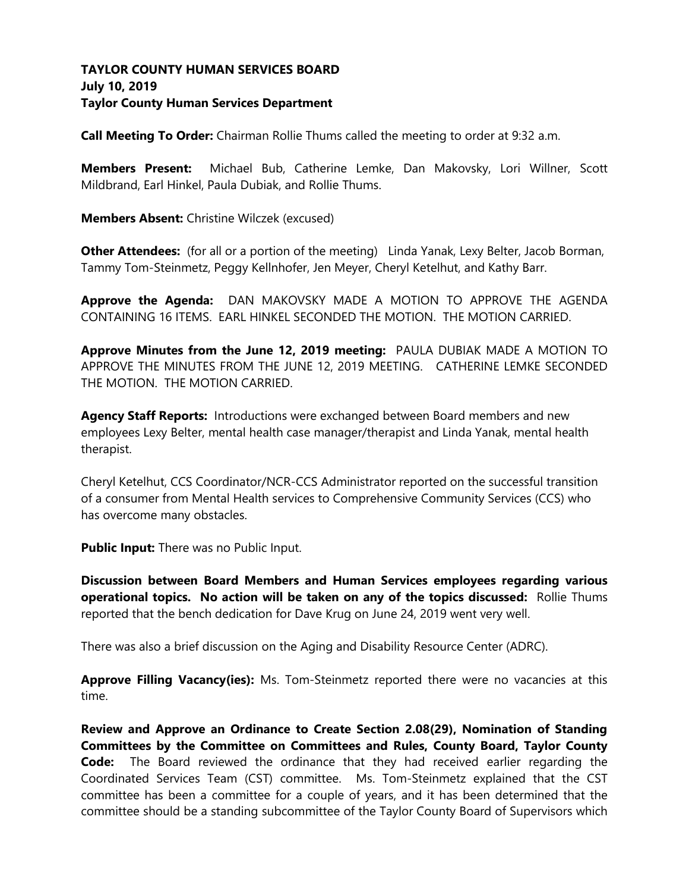**TAYLOR COUNTY HUMAN SERVICES BOARD**
**July 10, 2019**
**Taylor County Human Services Department**

**Call Meeting To Order:** Chairman Rollie Thums called the meeting to order at 9:32 a.m.

**Members Present:** Michael Bub, Catherine Lemke, Dan Makovsky, Lori Willner, Scott Mildbrand, Earl Hinkel, Paula Dubiak, and Rollie Thums.

**Members Absent:** Christine Wilczek (excused)

**Other Attendees:** (for all or a portion of the meeting) Linda Yanak, Lexy Belter, Jacob Borman, Tammy Tom-Steinmetz, Peggy Kellnhofer, Jen Meyer, Cheryl Ketelhut, and Kathy Barr.

**Approve the Agenda:** DAN MAKOVSKY MADE A MOTION TO APPROVE THE AGENDA CONTAINING 16 ITEMS. EARL HINKEL SECONDED THE MOTION. THE MOTION CARRIED.

**Approve Minutes from the June 12, 2019 meeting:** PAULA DUBIAK MADE A MOTION TO APPROVE THE MINUTES FROM THE JUNE 12, 2019 MEETING. CATHERINE LEMKE SECONDED THE MOTION. THE MOTION CARRIED.

**Agency Staff Reports:** Introductions were exchanged between Board members and new employees Lexy Belter, mental health case manager/therapist and Linda Yanak, mental health therapist.

Cheryl Ketelhut, CCS Coordinator/NCR-CCS Administrator reported on the successful transition of a consumer from Mental Health services to Comprehensive Community Services (CCS) who has overcome many obstacles.

**Public Input:** There was no Public Input.

**Discussion between Board Members and Human Services employees regarding various operational topics. No action will be taken on any of the topics discussed:** Rollie Thums reported that the bench dedication for Dave Krug on June 24, 2019 went very well.

There was also a brief discussion on the Aging and Disability Resource Center (ADRC).

**Approve Filling Vacancy(ies):** Ms. Tom-Steinmetz reported there were no vacancies at this time.

**Review and Approve an Ordinance to Create Section 2.08(29), Nomination of Standing Committees by the Committee on Committees and Rules, County Board, Taylor County Code:** The Board reviewed the ordinance that they had received earlier regarding the Coordinated Services Team (CST) committee. Ms. Tom-Steinmetz explained that the CST committee has been a committee for a couple of years, and it has been determined that the committee should be a standing subcommittee of the Taylor County Board of Supervisors which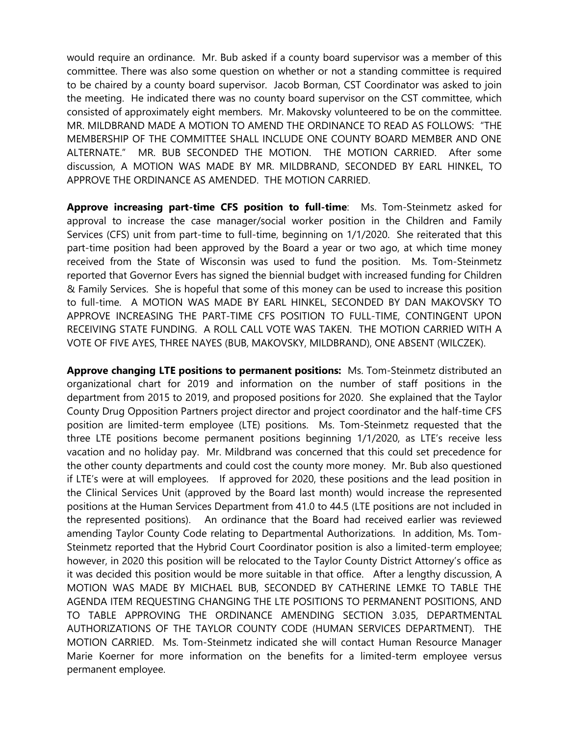would require an ordinance. Mr. Bub asked if a county board supervisor was a member of this committee. There was also some question on whether or not a standing committee is required to be chaired by a county board supervisor. Jacob Borman, CST Coordinator was asked to join the meeting. He indicated there was no county board supervisor on the CST committee, which consisted of approximately eight members. Mr. Makovsky volunteered to be on the committee. MR. MILDBRAND MADE A MOTION TO AMEND THE ORDINANCE TO READ AS FOLLOWS: "THE MEMBERSHIP OF THE COMMITTEE SHALL INCLUDE ONE COUNTY BOARD MEMBER AND ONE ALTERNATE." MR. BUB SECONDED THE MOTION. THE MOTION CARRIED. After some discussion, A MOTION WAS MADE BY MR. MILDBRAND, SECONDED BY EARL HINKEL, TO APPROVE THE ORDINANCE AS AMENDED. THE MOTION CARRIED.

**Approve increasing part-time CFS position to full-time**: Ms. Tom-Steinmetz asked for approval to increase the case manager/social worker position in the Children and Family Services (CFS) unit from part-time to full-time, beginning on 1/1/2020. She reiterated that this part-time position had been approved by the Board a year or two ago, at which time money received from the State of Wisconsin was used to fund the position. Ms. Tom-Steinmetz reported that Governor Evers has signed the biennial budget with increased funding for Children & Family Services. She is hopeful that some of this money can be used to increase this position to full-time. A MOTION WAS MADE BY EARL HINKEL, SECONDED BY DAN MAKOVSKY TO APPROVE INCREASING THE PART-TIME CFS POSITION TO FULL-TIME, CONTINGENT UPON RECEIVING STATE FUNDING. A ROLL CALL VOTE WAS TAKEN. THE MOTION CARRIED WITH A VOTE OF FIVE AYES, THREE NAYES (BUB, MAKOVSKY, MILDBRAND), ONE ABSENT (WILCZEK).

**Approve changing LTE positions to permanent positions:** Ms. Tom-Steinmetz distributed an organizational chart for 2019 and information on the number of staff positions in the department from 2015 to 2019, and proposed positions for 2020. She explained that the Taylor County Drug Opposition Partners project director and project coordinator and the half-time CFS position are limited-term employee (LTE) positions. Ms. Tom-Steinmetz requested that the three LTE positions become permanent positions beginning 1/1/2020, as LTE's receive less vacation and no holiday pay. Mr. Mildbrand was concerned that this could set precedence for the other county departments and could cost the county more money. Mr. Bub also questioned if LTE's were at will employees. If approved for 2020, these positions and the lead position in the Clinical Services Unit (approved by the Board last month) would increase the represented positions at the Human Services Department from 41.0 to 44.5 (LTE positions are not included in the represented positions). An ordinance that the Board had received earlier was reviewed amending Taylor County Code relating to Departmental Authorizations. In addition, Ms. Tom-Steinmetz reported that the Hybrid Court Coordinator position is also a limited-term employee; however, in 2020 this position will be relocated to the Taylor County District Attorney's office as it was decided this position would be more suitable in that office. After a lengthy discussion, A MOTION WAS MADE BY MICHAEL BUB, SECONDED BY CATHERINE LEMKE TO TABLE THE AGENDA ITEM REQUESTING CHANGING THE LTE POSITIONS TO PERMANENT POSITIONS, AND TO TABLE APPROVING THE ORDINANCE AMENDING SECTION 3.035, DEPARTMENTAL AUTHORIZATIONS OF THE TAYLOR COUNTY CODE (HUMAN SERVICES DEPARTMENT). THE MOTION CARRIED. Ms. Tom-Steinmetz indicated she will contact Human Resource Manager Marie Koerner for more information on the benefits for a limited-term employee versus permanent employee.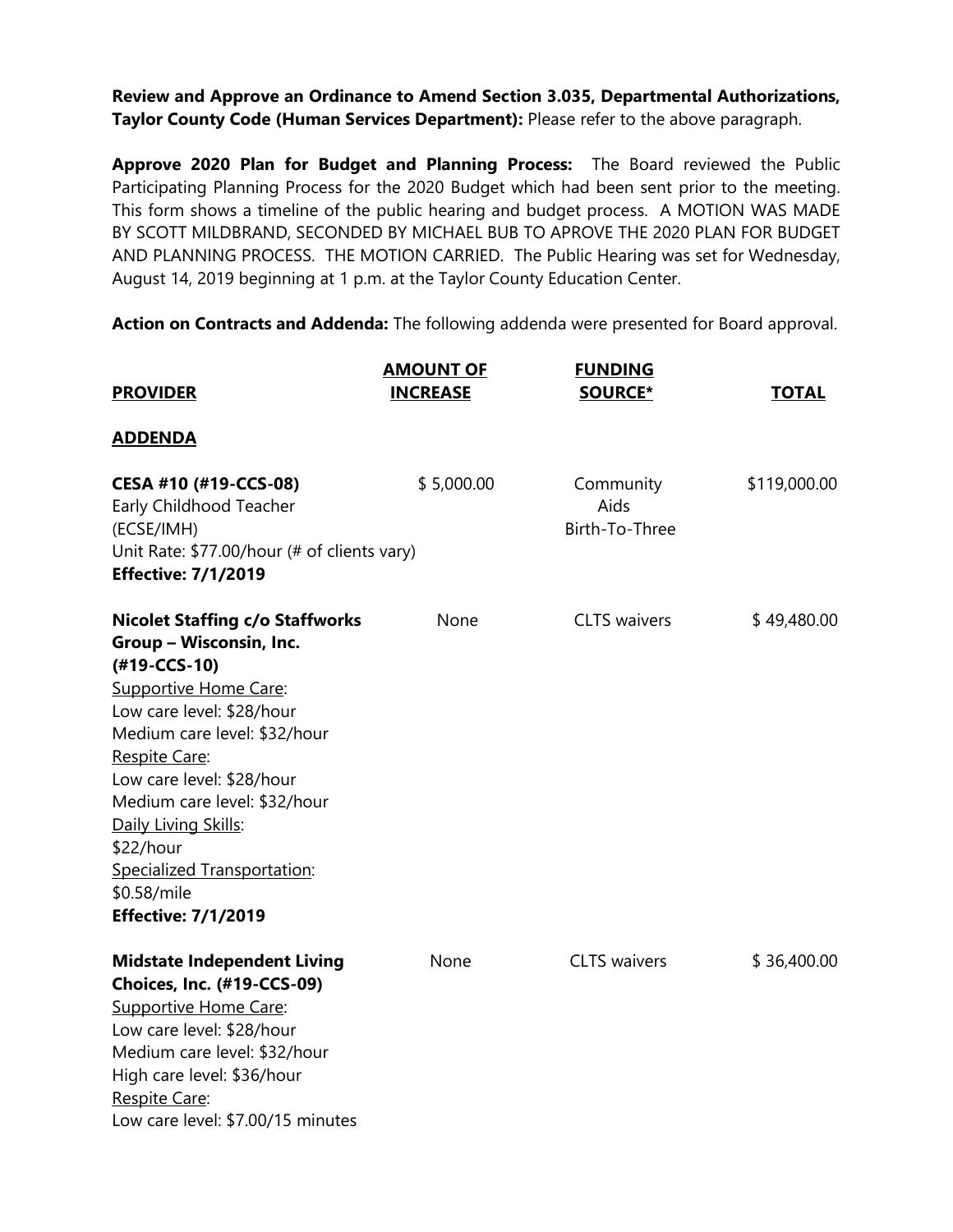**Review and Approve an Ordinance to Amend Section 3.035, Departmental Authorizations, Taylor County Code (Human Services Department):** Please refer to the above paragraph.

**Approve 2020 Plan for Budget and Planning Process:** The Board reviewed the Public Participating Planning Process for the 2020 Budget which had been sent prior to the meeting. This form shows a timeline of the public hearing and budget process. A MOTION WAS MADE BY SCOTT MILDBRAND, SECONDED BY MICHAEL BUB TO APROVE THE 2020 PLAN FOR BUDGET AND PLANNING PROCESS. THE MOTION CARRIED. The Public Hearing was set for Wednesday, August 14, 2019 beginning at 1 p.m. at the Taylor County Education Center.

**Action on Contracts and Addenda:** The following addenda were presented for Board approval.

| **PROVIDER** | **AMOUNT OF INCREASE** | **FUNDING SOURCE*** | **TOTAL** |
|---|---|---|---|
| **ADDENDA** | | | |
| **CESA #10 (#19-CCS-08)**<br>Early Childhood Teacher (ECSE/IMH)<br>Unit Rate: $77.00/hour (# of clients vary)<br>**Effective: 7/1/2019** | $ 5,000.00 | Community Aids Birth-To-Three | $119,000.00 |
| **Nicolet Staffing c/o Staffworks Group – Wisconsin, Inc. (#19-CCS-10)**<br>Supportive Home Care:<br>Low care level: $28/hour<br>Medium care level: $32/hour<br>Respite Care:<br>Low care level: $28/hour<br>Medium care level: $32/hour<br>Daily Living Skills:<br>$22/hour<br>Specialized Transportation:<br>$0.58/mile<br>**Effective: 7/1/2019** | None | CLTS waivers | $ 49,480.00 |
| **Midstate Independent Living Choices, Inc. (#19-CCS-09)**<br>Supportive Home Care:<br>Low care level: $28/hour<br>Medium care level: $32/hour<br>High care level: $36/hour<br>Respite Care:<br>Low care level: $7.00/15 minutes | None | CLTS waivers | $ 36,400.00 |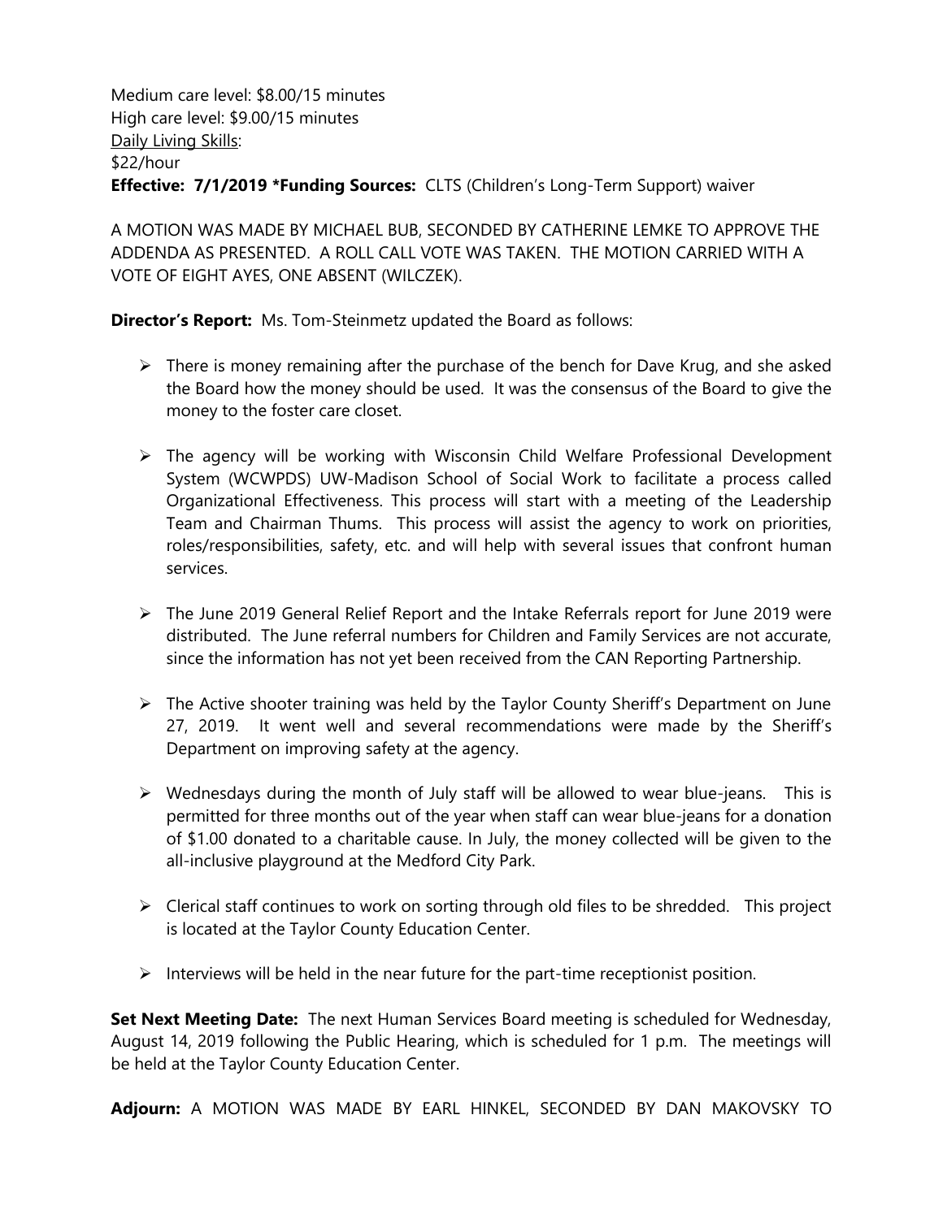Medium care level: $8.00/15 minutes
High care level: $9.00/15 minutes
Daily Living Skills:
$22/hour
**Effective: 7/1/2019 *Funding Sources:** CLTS (Children's Long-Term Support) waiver

A MOTION WAS MADE BY MICHAEL BUB, SECONDED BY CATHERINE LEMKE TO APPROVE THE ADDENDA AS PRESENTED. A ROLL CALL VOTE WAS TAKEN. THE MOTION CARRIED WITH A VOTE OF EIGHT AYES, ONE ABSENT (WILCZEK).

**Director's Report:** Ms. Tom-Steinmetz updated the Board as follows:

- There is money remaining after the purchase of the bench for Dave Krug, and she asked the Board how the money should be used. It was the consensus of the Board to give the money to the foster care closet.
- The agency will be working with Wisconsin Child Welfare Professional Development System (WCWPDS) UW-Madison School of Social Work to facilitate a process called Organizational Effectiveness. This process will start with a meeting of the Leadership Team and Chairman Thums. This process will assist the agency to work on priorities, roles/responsibilities, safety, etc. and will help with several issues that confront human services.
- The June 2019 General Relief Report and the Intake Referrals report for June 2019 were distributed. The June referral numbers for Children and Family Services are not accurate, since the information has not yet been received from the CAN Reporting Partnership.
- The Active shooter training was held by the Taylor County Sheriff's Department on June 27, 2019. It went well and several recommendations were made by the Sheriff's Department on improving safety at the agency.
- Wednesdays during the month of July staff will be allowed to wear blue-jeans. This is permitted for three months out of the year when staff can wear blue-jeans for a donation of $1.00 donated to a charitable cause. In July, the money collected will be given to the all-inclusive playground at the Medford City Park.
- Clerical staff continues to work on sorting through old files to be shredded. This project is located at the Taylor County Education Center.
- Interviews will be held in the near future for the part-time receptionist position.

**Set Next Meeting Date:** The next Human Services Board meeting is scheduled for Wednesday, August 14, 2019 following the Public Hearing, which is scheduled for 1 p.m. The meetings will be held at the Taylor County Education Center.

**Adjourn:** A MOTION WAS MADE BY EARL HINKEL, SECONDED BY DAN MAKOVSKY TO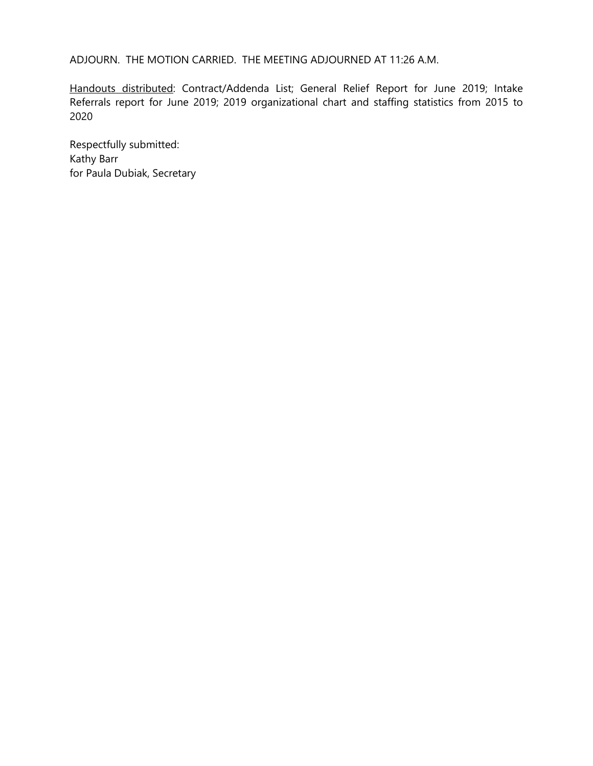ADJOURN. THE MOTION CARRIED. THE MEETING ADJOURNED AT 11:26 A.M.

Handouts distributed: Contract/Addenda List; General Relief Report for June 2019; Intake Referrals report for June 2019; 2019 organizational chart and staffing statistics from 2015 to 2020

Respectfully submitted:
Kathy Barr
for Paula Dubiak, Secretary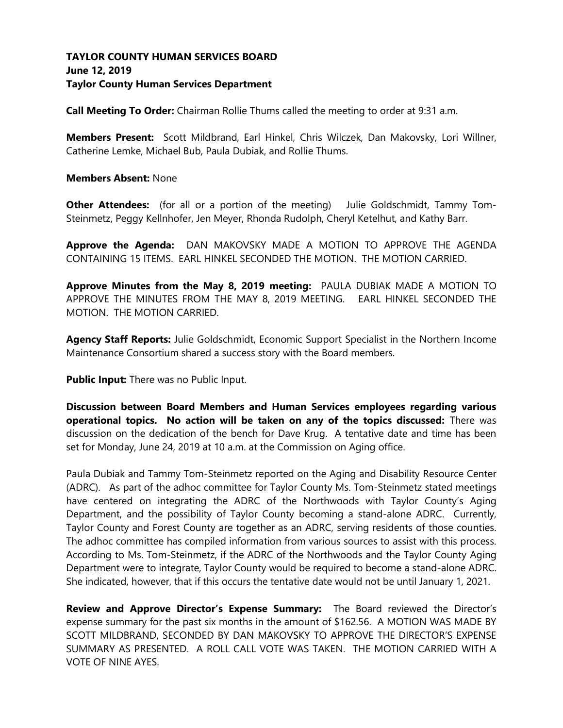**TAYLOR COUNTY HUMAN SERVICES BOARD**
**June 12, 2019**
**Taylor County Human Services Department**

**Call Meeting To Order:** Chairman Rollie Thums called the meeting to order at 9:31 a.m.

**Members Present:** Scott Mildbrand, Earl Hinkel, Chris Wilczek, Dan Makovsky, Lori Willner, Catherine Lemke, Michael Bub, Paula Dubiak, and Rollie Thums.

**Members Absent:** None

**Other Attendees:** (for all or a portion of the meeting) Julie Goldschmidt, Tammy Tom-Steinmetz, Peggy Kellnhofer, Jen Meyer, Rhonda Rudolph, Cheryl Ketelhut, and Kathy Barr.

**Approve the Agenda:** DAN MAKOVSKY MADE A MOTION TO APPROVE THE AGENDA CONTAINING 15 ITEMS. EARL HINKEL SECONDED THE MOTION. THE MOTION CARRIED.

**Approve Minutes from the May 8, 2019 meeting:** PAULA DUBIAK MADE A MOTION TO APPROVE THE MINUTES FROM THE MAY 8, 2019 MEETING. EARL HINKEL SECONDED THE MOTION. THE MOTION CARRIED.

**Agency Staff Reports:** Julie Goldschmidt, Economic Support Specialist in the Northern Income Maintenance Consortium shared a success story with the Board members.

**Public Input:** There was no Public Input.

**Discussion between Board Members and Human Services employees regarding various operational topics. No action will be taken on any of the topics discussed:** There was discussion on the dedication of the bench for Dave Krug. A tentative date and time has been set for Monday, June 24, 2019 at 10 a.m. at the Commission on Aging office.

Paula Dubiak and Tammy Tom-Steinmetz reported on the Aging and Disability Resource Center (ADRC). As part of the adhoc committee for Taylor County Ms. Tom-Steinmetz stated meetings have centered on integrating the ADRC of the Northwoods with Taylor County's Aging Department, and the possibility of Taylor County becoming a stand-alone ADRC. Currently, Taylor County and Forest County are together as an ADRC, serving residents of those counties. The adhoc committee has compiled information from various sources to assist with this process. According to Ms. Tom-Steinmetz, if the ADRC of the Northwoods and the Taylor County Aging Department were to integrate, Taylor County would be required to become a stand-alone ADRC. She indicated, however, that if this occurs the tentative date would not be until January 1, 2021.

**Review and Approve Director's Expense Summary:** The Board reviewed the Director's expense summary for the past six months in the amount of $162.56. A MOTION WAS MADE BY SCOTT MILDBRAND, SECONDED BY DAN MAKOVSKY TO APPROVE THE DIRECTOR'S EXPENSE SUMMARY AS PRESENTED. A ROLL CALL VOTE WAS TAKEN. THE MOTION CARRIED WITH A VOTE OF NINE AYES.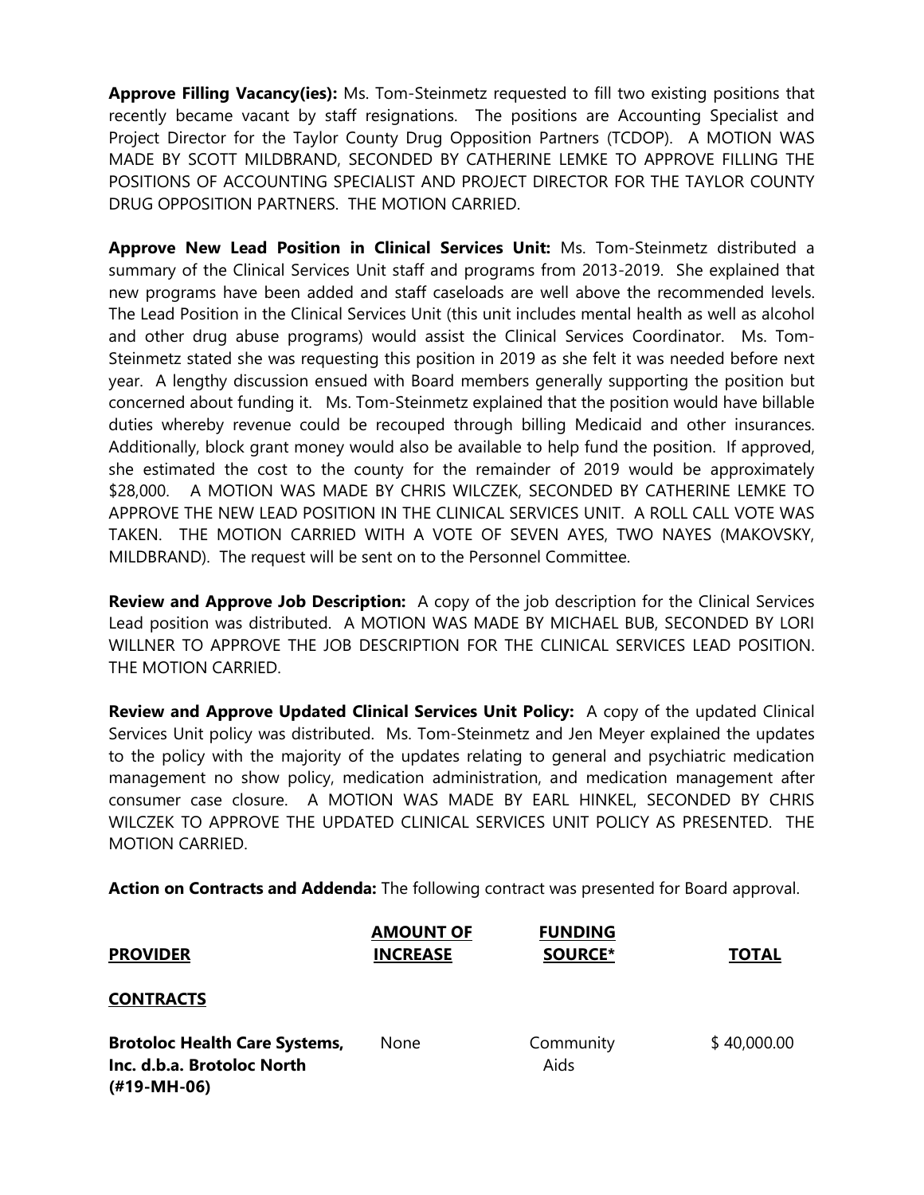**Approve Filling Vacancy(ies):** Ms. Tom-Steinmetz requested to fill two existing positions that recently became vacant by staff resignations. The positions are Accounting Specialist and Project Director for the Taylor County Drug Opposition Partners (TCDOP). A MOTION WAS MADE BY SCOTT MILDBRAND, SECONDED BY CATHERINE LEMKE TO APPROVE FILLING THE POSITIONS OF ACCOUNTING SPECIALIST AND PROJECT DIRECTOR FOR THE TAYLOR COUNTY DRUG OPPOSITION PARTNERS. THE MOTION CARRIED.

**Approve New Lead Position in Clinical Services Unit:** Ms. Tom-Steinmetz distributed a summary of the Clinical Services Unit staff and programs from 2013-2019. She explained that new programs have been added and staff caseloads are well above the recommended levels. The Lead Position in the Clinical Services Unit (this unit includes mental health as well as alcohol and other drug abuse programs) would assist the Clinical Services Coordinator. Ms. Tom-Steinmetz stated she was requesting this position in 2019 as she felt it was needed before next year. A lengthy discussion ensued with Board members generally supporting the position but concerned about funding it. Ms. Tom-Steinmetz explained that the position would have billable duties whereby revenue could be recouped through billing Medicaid and other insurances. Additionally, block grant money would also be available to help fund the position. If approved, she estimated the cost to the county for the remainder of 2019 would be approximately $28,000. A MOTION WAS MADE BY CHRIS WILCZEK, SECONDED BY CATHERINE LEMKE TO APPROVE THE NEW LEAD POSITION IN THE CLINICAL SERVICES UNIT. A ROLL CALL VOTE WAS TAKEN. THE MOTION CARRIED WITH A VOTE OF SEVEN AYES, TWO NAYES (MAKOVSKY, MILDBRAND). The request will be sent on to the Personnel Committee.

**Review and Approve Job Description:** A copy of the job description for the Clinical Services Lead position was distributed. A MOTION WAS MADE BY MICHAEL BUB, SECONDED BY LORI WILLNER TO APPROVE THE JOB DESCRIPTION FOR THE CLINICAL SERVICES LEAD POSITION. THE MOTION CARRIED.

**Review and Approve Updated Clinical Services Unit Policy:** A copy of the updated Clinical Services Unit policy was distributed. Ms. Tom-Steinmetz and Jen Meyer explained the updates to the policy with the majority of the updates relating to general and psychiatric medication management no show policy, medication administration, and medication management after consumer case closure. A MOTION WAS MADE BY EARL HINKEL, SECONDED BY CHRIS WILCZEK TO APPROVE THE UPDATED CLINICAL SERVICES UNIT POLICY AS PRESENTED. THE MOTION CARRIED.

**Action on Contracts and Addenda:** The following contract was presented for Board approval.

| PROVIDER | AMOUNT OF INCREASE | FUNDING SOURCE* | TOTAL |
|---|---|---|---|
| **CONTRACTS** | | | |
| **Brotoloc Health Care Systems, Inc. d.b.a. Brotoloc North (#19-MH-06)** | None | Community Aids | $ 40,000.00 |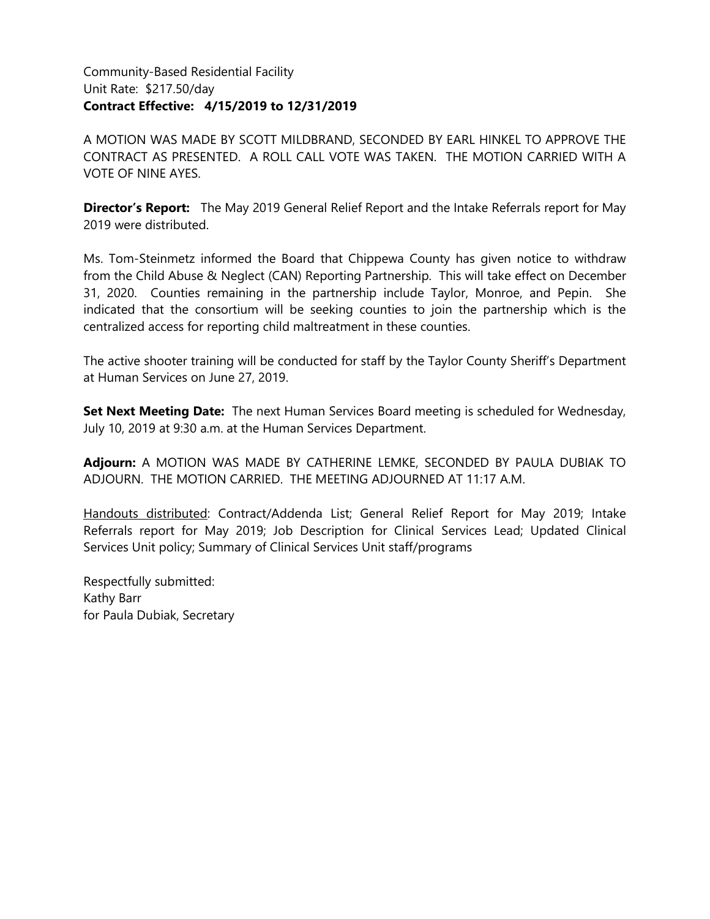Community-Based Residential Facility
Unit Rate: $217.50/day
**Contract Effective: 4/15/2019 to 12/31/2019**

A MOTION WAS MADE BY SCOTT MILDBRAND, SECONDED BY EARL HINKEL TO APPROVE THE CONTRACT AS PRESENTED. A ROLL CALL VOTE WAS TAKEN. THE MOTION CARRIED WITH A VOTE OF NINE AYES.

**Director's Report:** The May 2019 General Relief Report and the Intake Referrals report for May 2019 were distributed.

Ms. Tom-Steinmetz informed the Board that Chippewa County has given notice to withdraw from the Child Abuse & Neglect (CAN) Reporting Partnership. This will take effect on December 31, 2020. Counties remaining in the partnership include Taylor, Monroe, and Pepin. She indicated that the consortium will be seeking counties to join the partnership which is the centralized access for reporting child maltreatment in these counties.

The active shooter training will be conducted for staff by the Taylor County Sheriff's Department at Human Services on June 27, 2019.

**Set Next Meeting Date:** The next Human Services Board meeting is scheduled for Wednesday, July 10, 2019 at 9:30 a.m. at the Human Services Department.

**Adjourn:** A MOTION WAS MADE BY CATHERINE LEMKE, SECONDED BY PAULA DUBIAK TO ADJOURN. THE MOTION CARRIED. THE MEETING ADJOURNED AT 11:17 A.M.

Handouts distributed: Contract/Addenda List; General Relief Report for May 2019; Intake Referrals report for May 2019; Job Description for Clinical Services Lead; Updated Clinical Services Unit policy; Summary of Clinical Services Unit staff/programs

Respectfully submitted:
Kathy Barr
for Paula Dubiak, Secretary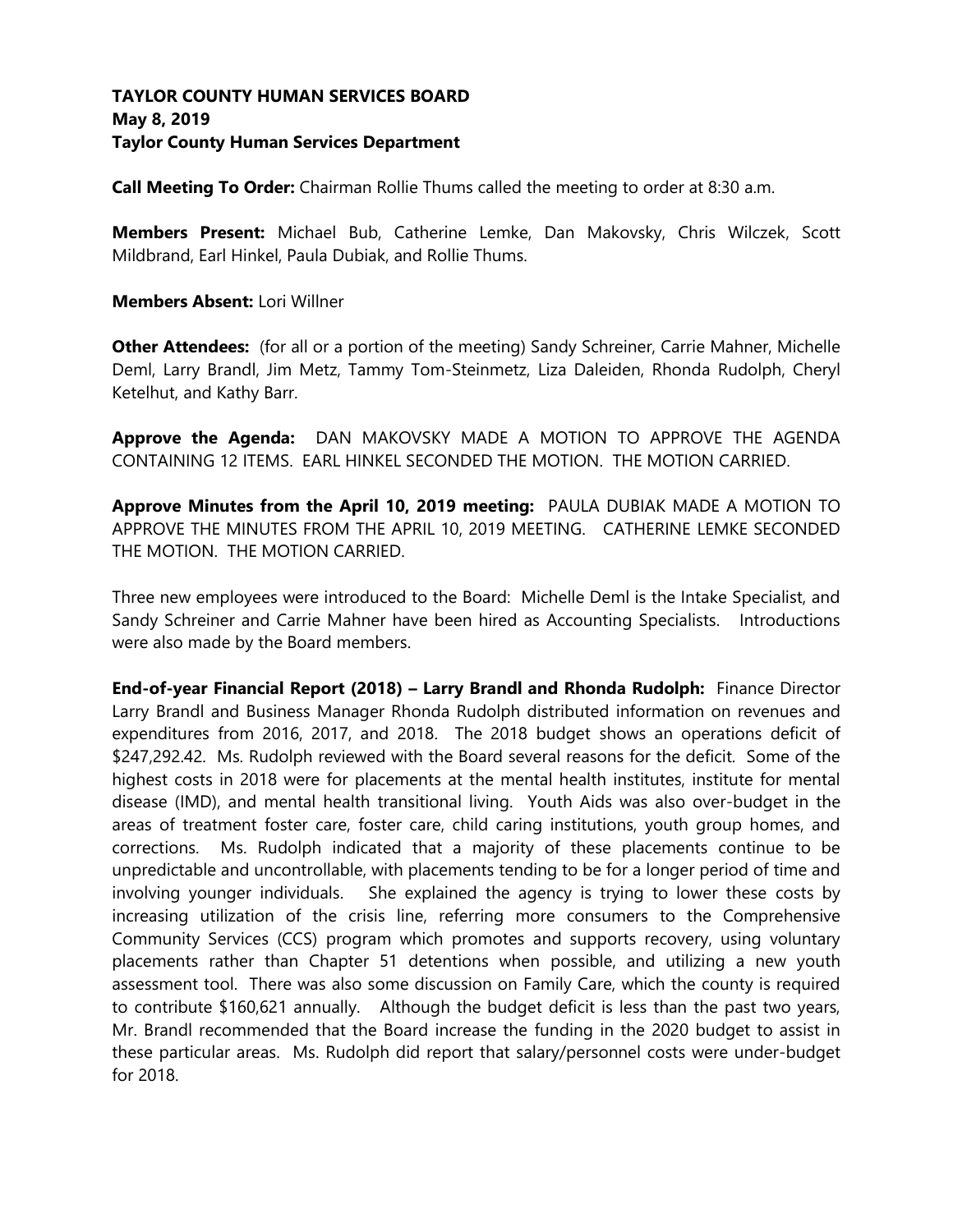**TAYLOR COUNTY HUMAN SERVICES BOARD**
**May 8, 2019**
**Taylor County Human Services Department**

**Call Meeting To Order:** Chairman Rollie Thums called the meeting to order at 8:30 a.m.

**Members Present:** Michael Bub, Catherine Lemke, Dan Makovsky, Chris Wilczek, Scott Mildbrand, Earl Hinkel, Paula Dubiak, and Rollie Thums.

**Members Absent:** Lori Willner

**Other Attendees:** (for all or a portion of the meeting) Sandy Schreiner, Carrie Mahner, Michelle Deml, Larry Brandl, Jim Metz, Tammy Tom-Steinmetz, Liza Daleiden, Rhonda Rudolph, Cheryl Ketelhut, and Kathy Barr.

**Approve the Agenda:** DAN MAKOVSKY MADE A MOTION TO APPROVE THE AGENDA CONTAINING 12 ITEMS. EARL HINKEL SECONDED THE MOTION. THE MOTION CARRIED.

**Approve Minutes from the April 10, 2019 meeting:** PAULA DUBIAK MADE A MOTION TO APPROVE THE MINUTES FROM THE APRIL 10, 2019 MEETING. CATHERINE LEMKE SECONDED THE MOTION. THE MOTION CARRIED.

Three new employees were introduced to the Board: Michelle Deml is the Intake Specialist, and Sandy Schreiner and Carrie Mahner have been hired as Accounting Specialists. Introductions were also made by the Board members.

**End-of-year Financial Report (2018) – Larry Brandl and Rhonda Rudolph:** Finance Director Larry Brandl and Business Manager Rhonda Rudolph distributed information on revenues and expenditures from 2016, 2017, and 2018. The 2018 budget shows an operations deficit of $247,292.42. Ms. Rudolph reviewed with the Board several reasons for the deficit. Some of the highest costs in 2018 were for placements at the mental health institutes, institute for mental disease (IMD), and mental health transitional living. Youth Aids was also over-budget in the areas of treatment foster care, foster care, child caring institutions, youth group homes, and corrections. Ms. Rudolph indicated that a majority of these placements continue to be unpredictable and uncontrollable, with placements tending to be for a longer period of time and involving younger individuals. She explained the agency is trying to lower these costs by increasing utilization of the crisis line, referring more consumers to the Comprehensive Community Services (CCS) program which promotes and supports recovery, using voluntary placements rather than Chapter 51 detentions when possible, and utilizing a new youth assessment tool. There was also some discussion on Family Care, which the county is required to contribute $160,621 annually. Although the budget deficit is less than the past two years, Mr. Brandl recommended that the Board increase the funding in the 2020 budget to assist in these particular areas. Ms. Rudolph did report that salary/personnel costs were under-budget for 2018.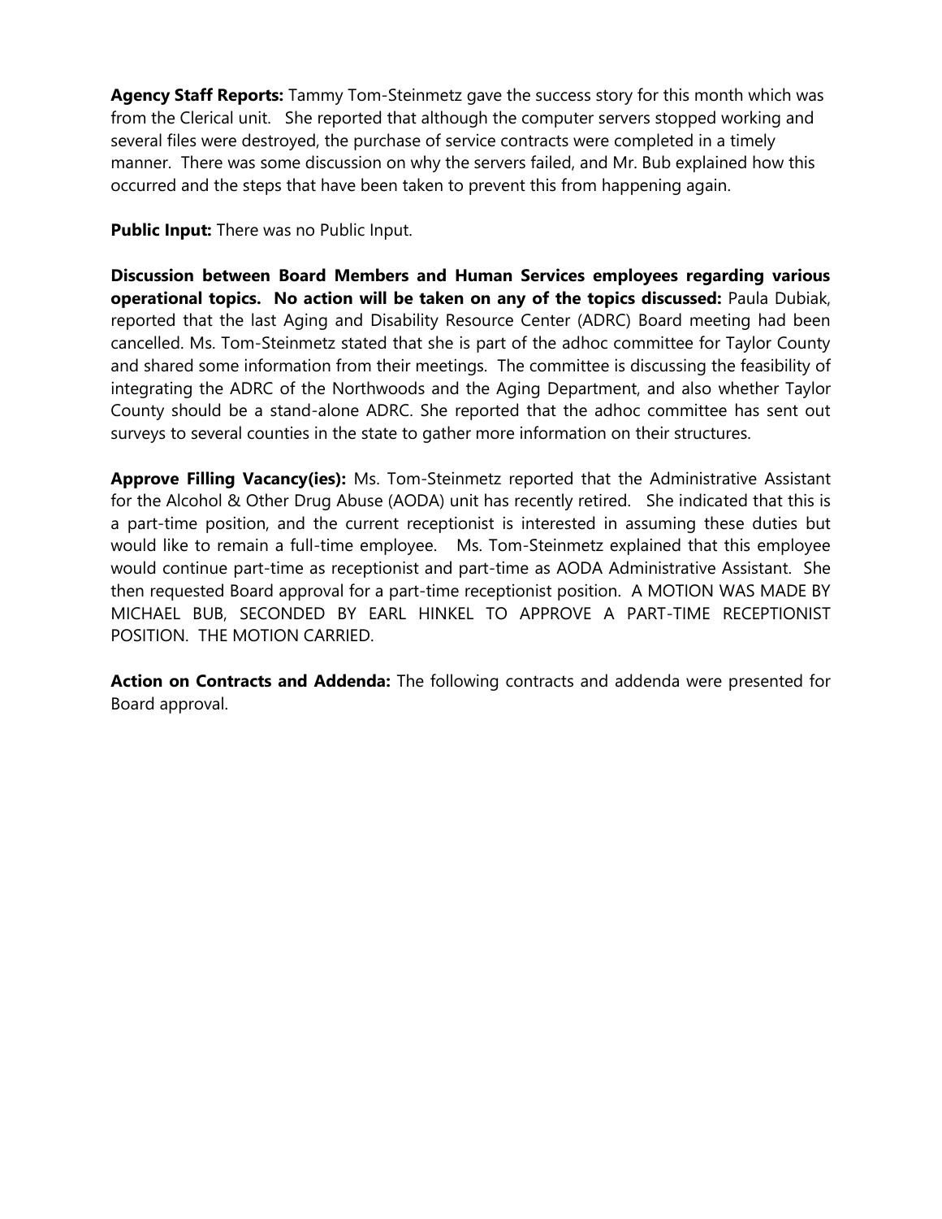**Agency Staff Reports:** Tammy Tom-Steinmetz gave the success story for this month which was from the Clerical unit. She reported that although the computer servers stopped working and several files were destroyed, the purchase of service contracts were completed in a timely manner. There was some discussion on why the servers failed, and Mr. Bub explained how this occurred and the steps that have been taken to prevent this from happening again.

**Public Input:** There was no Public Input.

**Discussion between Board Members and Human Services employees regarding various operational topics. No action will be taken on any of the topics discussed:** Paula Dubiak, reported that the last Aging and Disability Resource Center (ADRC) Board meeting had been cancelled. Ms. Tom-Steinmetz stated that she is part of the adhoc committee for Taylor County and shared some information from their meetings. The committee is discussing the feasibility of integrating the ADRC of the Northwoods and the Aging Department, and also whether Taylor County should be a stand-alone ADRC. She reported that the adhoc committee has sent out surveys to several counties in the state to gather more information on their structures.

**Approve Filling Vacancy(ies):** Ms. Tom-Steinmetz reported that the Administrative Assistant for the Alcohol & Other Drug Abuse (AODA) unit has recently retired. She indicated that this is a part-time position, and the current receptionist is interested in assuming these duties but would like to remain a full-time employee. Ms. Tom-Steinmetz explained that this employee would continue part-time as receptionist and part-time as AODA Administrative Assistant. She then requested Board approval for a part-time receptionist position. A MOTION WAS MADE BY MICHAEL BUB, SECONDED BY EARL HINKEL TO APPROVE A PART-TIME RECEPTIONIST POSITION. THE MOTION CARRIED.

**Action on Contracts and Addenda:** The following contracts and addenda were presented for Board approval.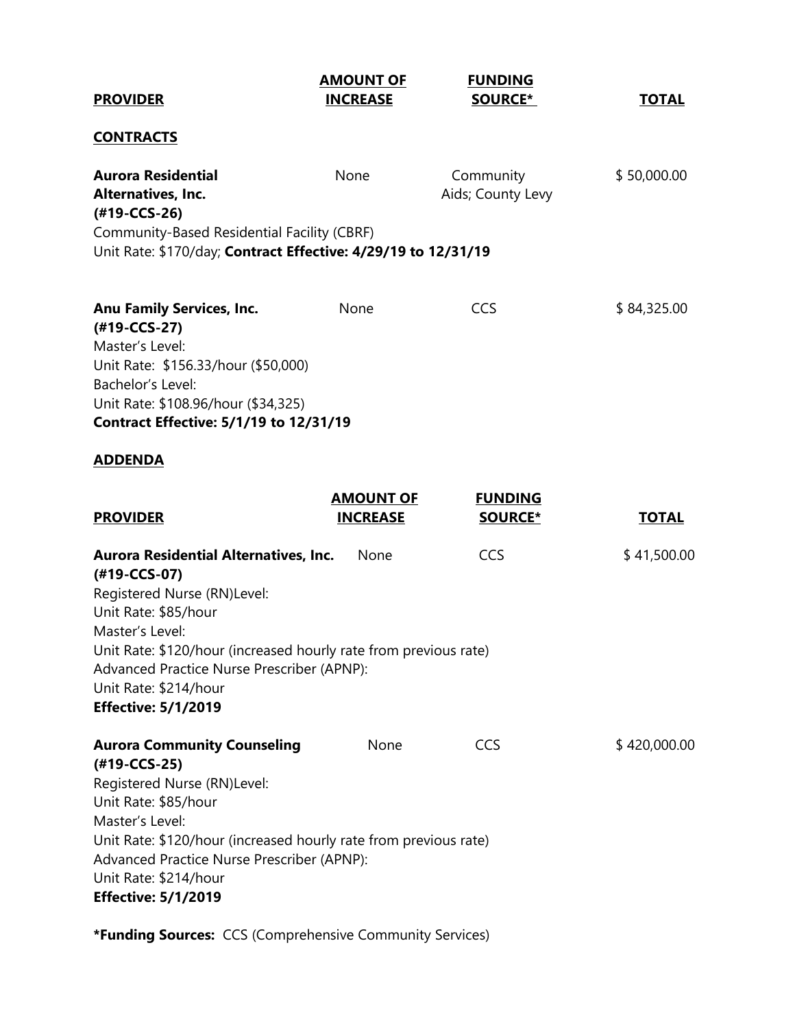| PROVIDER | AMOUNT OF INCREASE | FUNDING SOURCE* | TOTAL |
|---|---|---|---|

**CONTRACTS**

| PROVIDER | AMOUNT OF INCREASE | FUNDING SOURCE* | TOTAL |
|---|---|---|---|
| **Aurora Residential Alternatives, Inc. (#19-CCS-26)** | None | Community Aids; County Levy | $ 50,000.00 |

Community-Based Residential Facility (CBRF)
Unit Rate: $170/day; **Contract Effective: 4/29/19 to 12/31/19**

| PROVIDER | AMOUNT OF INCREASE | FUNDING SOURCE* | TOTAL |
|---|---|---|---|
| **Anu Family Services, Inc. (#19-CCS-27)** | None | CCS | $ 84,325.00 |

Master's Level:
Unit Rate: $156.33/hour ($50,000)
Bachelor's Level:
Unit Rate: $108.96/hour ($34,325)
**Contract Effective: 5/1/19 to 12/31/19**

**ADDENDA**

| PROVIDER | AMOUNT OF INCREASE | FUNDING SOURCE* | TOTAL |
|---|---|---|---|
| **Aurora Residential Alternatives, Inc. (#19-CCS-07)** | None | CCS | $ 41,500.00 |

Registered Nurse (RN)Level:
Unit Rate: $85/hour
Master's Level:
Unit Rate: $120/hour (increased hourly rate from previous rate)
Advanced Practice Nurse Prescriber (APNP):
Unit Rate: $214/hour
**Effective: 5/1/2019**

| PROVIDER | AMOUNT OF INCREASE | FUNDING SOURCE* | TOTAL |
|---|---|---|---|
| **Aurora Community Counseling (#19-CCS-25)** | None | CCS | $ 420,000.00 |

Registered Nurse (RN)Level:
Unit Rate: $85/hour
Master's Level:
Unit Rate: $120/hour (increased hourly rate from previous rate)
Advanced Practice Nurse Prescriber (APNP):
Unit Rate: $214/hour
**Effective: 5/1/2019**

***Funding Sources:** CCS (Comprehensive Community Services)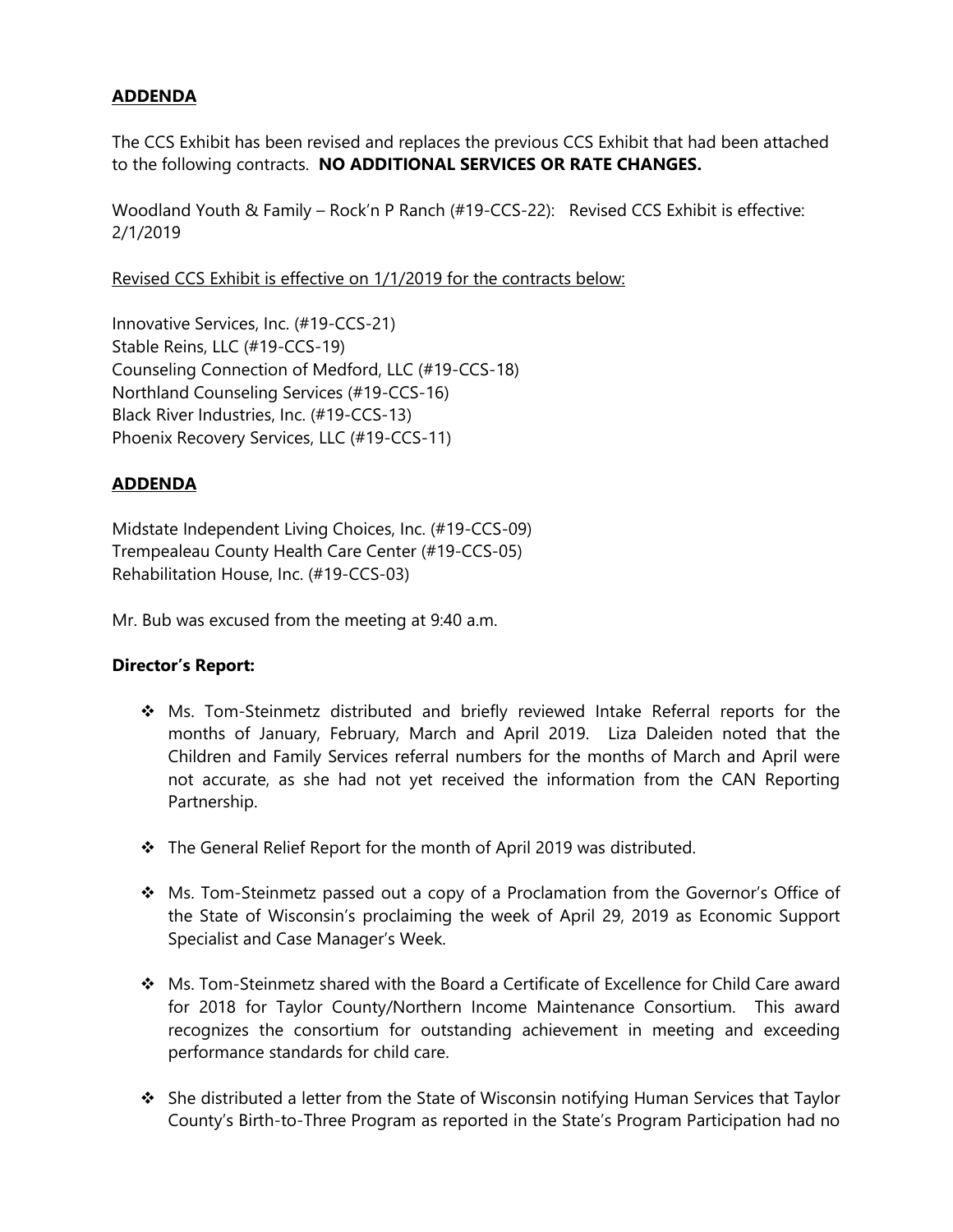**ADDENDA**

The CCS Exhibit has been revised and replaces the previous CCS Exhibit that had been attached to the following contracts. **NO ADDITIONAL SERVICES OR RATE CHANGES.**

Woodland Youth & Family – Rock'n P Ranch (#19-CCS-22): Revised CCS Exhibit is effective: 2/1/2019

Revised CCS Exhibit is effective on 1/1/2019 for the contracts below:

Innovative Services, Inc. (#19-CCS-21)
Stable Reins, LLC (#19-CCS-19)
Counseling Connection of Medford, LLC (#19-CCS-18)
Northland Counseling Services (#19-CCS-16)
Black River Industries, Inc. (#19-CCS-13)
Phoenix Recovery Services, LLC (#19-CCS-11)

**ADDENDA**

Midstate Independent Living Choices, Inc. (#19-CCS-09)
Trempealeau County Health Care Center (#19-CCS-05)
Rehabilitation House, Inc. (#19-CCS-03)

Mr. Bub was excused from the meeting at 9:40 a.m.

**Director's Report:**

- Ms. Tom-Steinmetz distributed and briefly reviewed Intake Referral reports for the months of January, February, March and April 2019. Liza Daleiden noted that the Children and Family Services referral numbers for the months of March and April were not accurate, as she had not yet received the information from the CAN Reporting Partnership.

- The General Relief Report for the month of April 2019 was distributed.

- Ms. Tom-Steinmetz passed out a copy of a Proclamation from the Governor's Office of the State of Wisconsin's proclaiming the week of April 29, 2019 as Economic Support Specialist and Case Manager's Week.

- Ms. Tom-Steinmetz shared with the Board a Certificate of Excellence for Child Care award for 2018 for Taylor County/Northern Income Maintenance Consortium. This award recognizes the consortium for outstanding achievement in meeting and exceeding performance standards for child care.

- She distributed a letter from the State of Wisconsin notifying Human Services that Taylor County's Birth-to-Three Program as reported in the State's Program Participation had no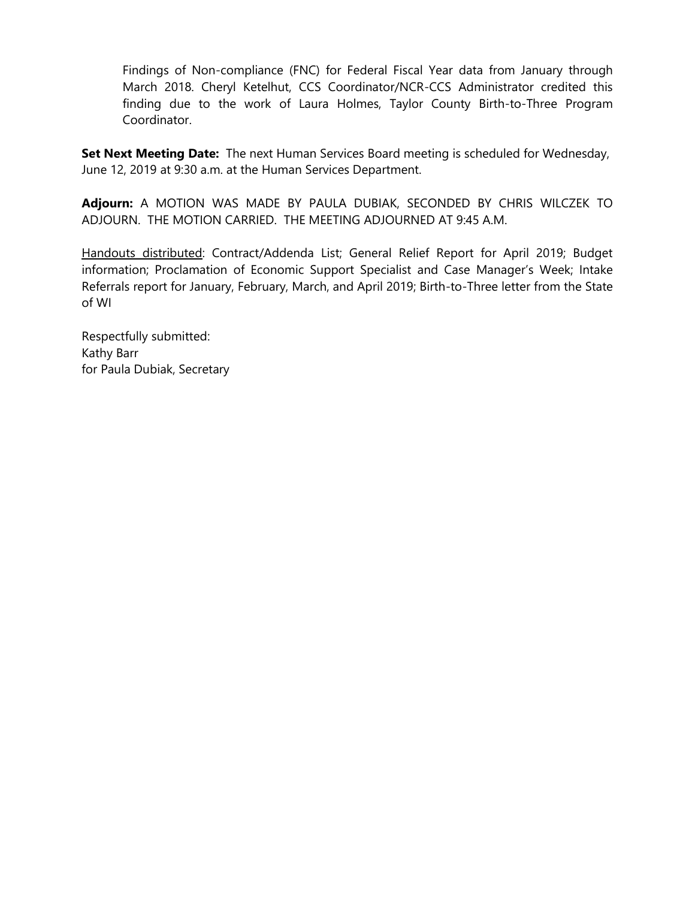Findings of Non-compliance (FNC) for Federal Fiscal Year data from January through March 2018. Cheryl Ketelhut, CCS Coordinator/NCR-CCS Administrator credited this finding due to the work of Laura Holmes, Taylor County Birth-to-Three Program Coordinator.

**Set Next Meeting Date:** The next Human Services Board meeting is scheduled for Wednesday, June 12, 2019 at 9:30 a.m. at the Human Services Department.

**Adjourn:** A MOTION WAS MADE BY PAULA DUBIAK, SECONDED BY CHRIS WILCZEK TO ADJOURN. THE MOTION CARRIED. THE MEETING ADJOURNED AT 9:45 A.M.

<u>Handouts distributed</u>: Contract/Addenda List; General Relief Report for April 2019; Budget information; Proclamation of Economic Support Specialist and Case Manager's Week; Intake Referrals report for January, February, March, and April 2019; Birth-to-Three letter from the State of WI

Respectfully submitted:
Kathy Barr
for Paula Dubiak, Secretary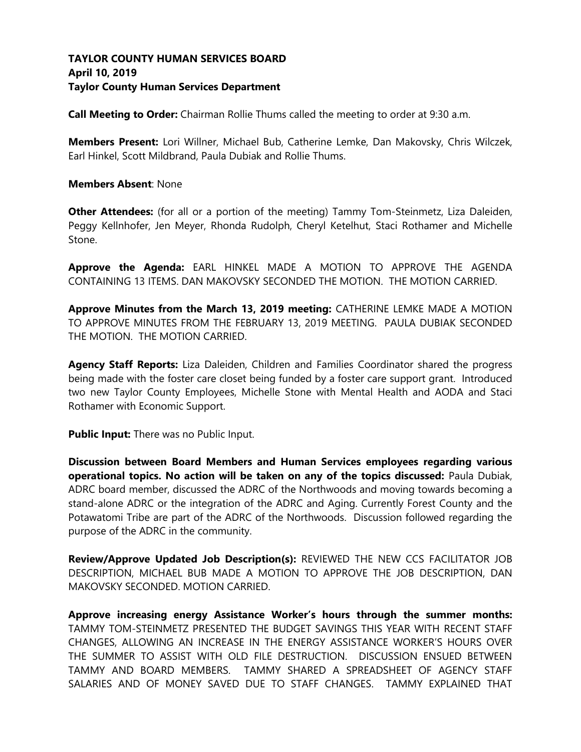**TAYLOR COUNTY HUMAN SERVICES BOARD**
**April 10, 2019**
**Taylor County Human Services Department**

**Call Meeting to Order:** Chairman Rollie Thums called the meeting to order at 9:30 a.m.

**Members Present:** Lori Willner, Michael Bub, Catherine Lemke, Dan Makovsky, Chris Wilczek, Earl Hinkel, Scott Mildbrand, Paula Dubiak and Rollie Thums.

**Members Absent**: None

**Other Attendees:** (for all or a portion of the meeting) Tammy Tom-Steinmetz, Liza Daleiden, Peggy Kellnhofer, Jen Meyer, Rhonda Rudolph, Cheryl Ketelhut, Staci Rothamer and Michelle Stone.

**Approve the Agenda:** EARL HINKEL MADE A MOTION TO APPROVE THE AGENDA CONTAINING 13 ITEMS. DAN MAKOVSKY SECONDED THE MOTION. THE MOTION CARRIED.

**Approve Minutes from the March 13, 2019 meeting:** CATHERINE LEMKE MADE A MOTION TO APPROVE MINUTES FROM THE FEBRUARY 13, 2019 MEETING. PAULA DUBIAK SECONDED THE MOTION. THE MOTION CARRIED.

**Agency Staff Reports:** Liza Daleiden, Children and Families Coordinator shared the progress being made with the foster care closet being funded by a foster care support grant. Introduced two new Taylor County Employees, Michelle Stone with Mental Health and AODA and Staci Rothamer with Economic Support.

**Public Input:** There was no Public Input.

**Discussion between Board Members and Human Services employees regarding various operational topics. No action will be taken on any of the topics discussed:** Paula Dubiak, ADRC board member, discussed the ADRC of the Northwoods and moving towards becoming a stand-alone ADRC or the integration of the ADRC and Aging. Currently Forest County and the Potawatomi Tribe are part of the ADRC of the Northwoods. Discussion followed regarding the purpose of the ADRC in the community.

**Review/Approve Updated Job Description(s):** REVIEWED THE NEW CCS FACILITATOR JOB DESCRIPTION, MICHAEL BUB MADE A MOTION TO APPROVE THE JOB DESCRIPTION, DAN MAKOVSKY SECONDED. MOTION CARRIED.

**Approve increasing energy Assistance Worker's hours through the summer months:** TAMMY TOM-STEINMETZ PRESENTED THE BUDGET SAVINGS THIS YEAR WITH RECENT STAFF CHANGES, ALLOWING AN INCREASE IN THE ENERGY ASSISTANCE WORKER'S HOURS OVER THE SUMMER TO ASSIST WITH OLD FILE DESTRUCTION. DISCUSSION ENSUED BETWEEN TAMMY AND BOARD MEMBERS. TAMMY SHARED A SPREADSHEET OF AGENCY STAFF SALARIES AND OF MONEY SAVED DUE TO STAFF CHANGES. TAMMY EXPLAINED THAT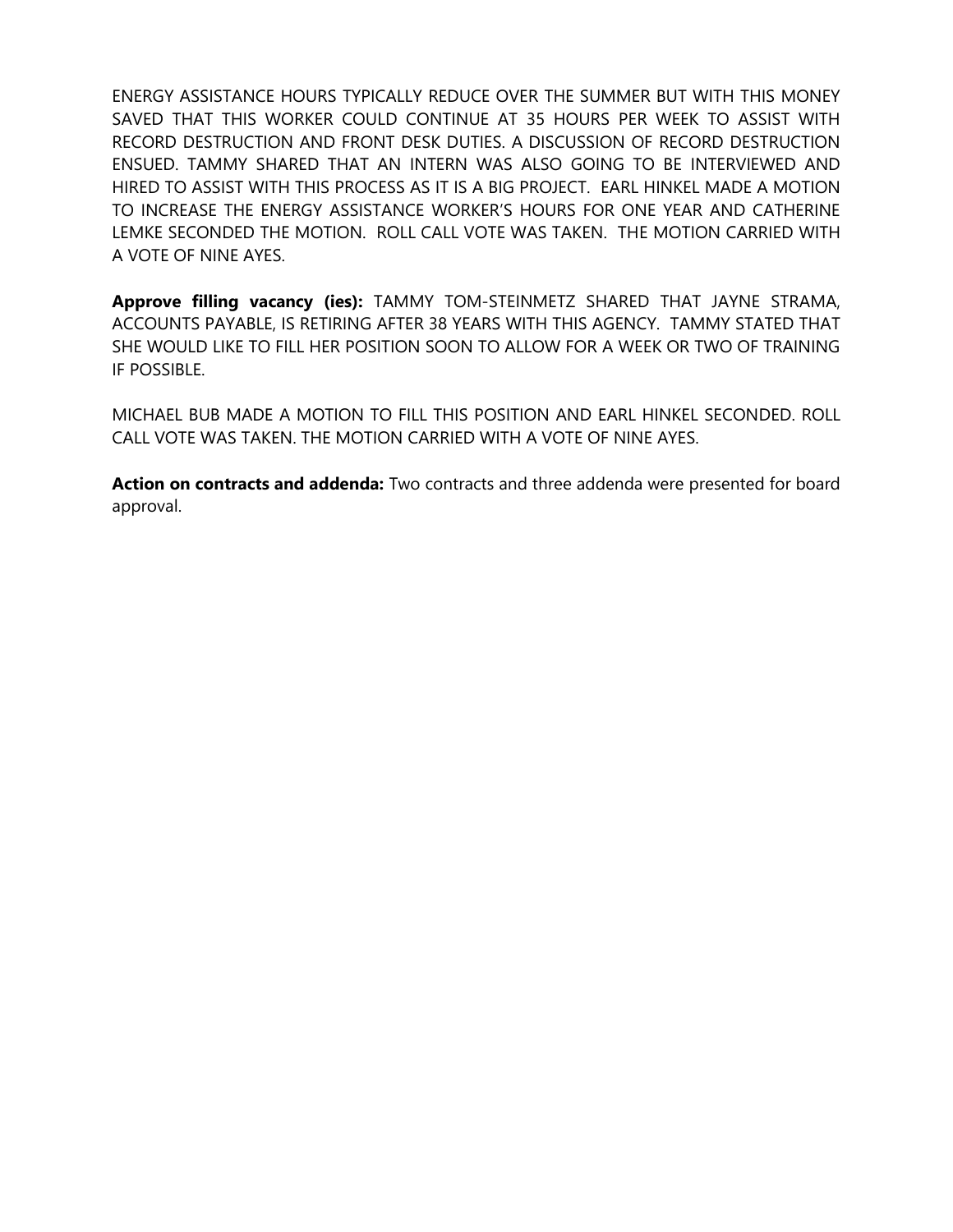ENERGY ASSISTANCE HOURS TYPICALLY REDUCE OVER THE SUMMER BUT WITH THIS MONEY SAVED THAT THIS WORKER COULD CONTINUE AT 35 HOURS PER WEEK TO ASSIST WITH RECORD DESTRUCTION AND FRONT DESK DUTIES. A DISCUSSION OF RECORD DESTRUCTION ENSUED. TAMMY SHARED THAT AN INTERN WAS ALSO GOING TO BE INTERVIEWED AND HIRED TO ASSIST WITH THIS PROCESS AS IT IS A BIG PROJECT. EARL HINKEL MADE A MOTION TO INCREASE THE ENERGY ASSISTANCE WORKER'S HOURS FOR ONE YEAR AND CATHERINE LEMKE SECONDED THE MOTION. ROLL CALL VOTE WAS TAKEN. THE MOTION CARRIED WITH A VOTE OF NINE AYES.

**Approve filling vacancy (ies):** TAMMY TOM-STEINMETZ SHARED THAT JAYNE STRAMA, ACCOUNTS PAYABLE, IS RETIRING AFTER 38 YEARS WITH THIS AGENCY. TAMMY STATED THAT SHE WOULD LIKE TO FILL HER POSITION SOON TO ALLOW FOR A WEEK OR TWO OF TRAINING IF POSSIBLE.

MICHAEL BUB MADE A MOTION TO FILL THIS POSITION AND EARL HINKEL SECONDED. ROLL CALL VOTE WAS TAKEN. THE MOTION CARRIED WITH A VOTE OF NINE AYES.

**Action on contracts and addenda:** Two contracts and three addenda were presented for board approval.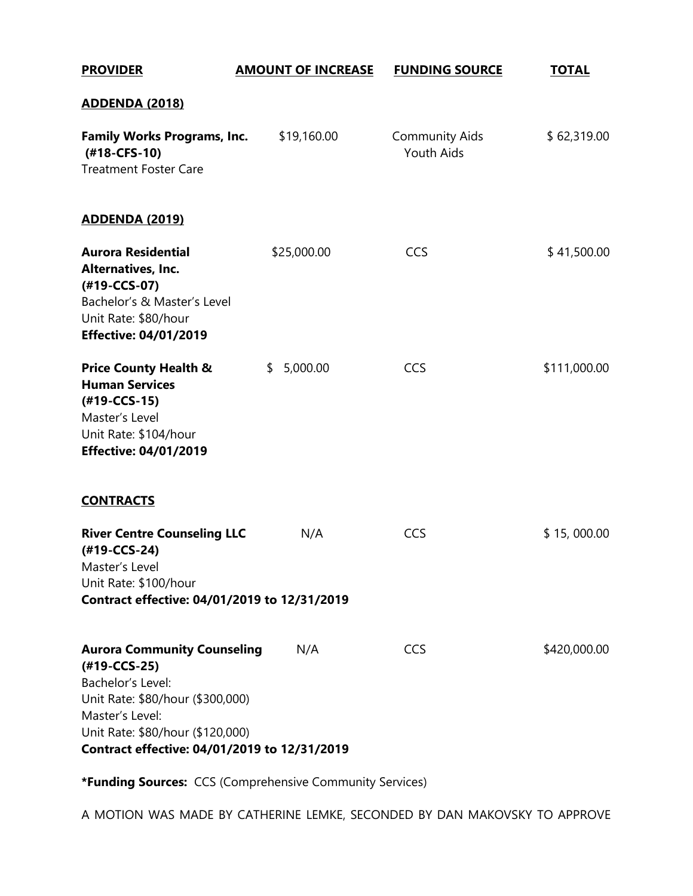| PROVIDER | AMOUNT OF INCREASE | FUNDING SOURCE | TOTAL |
|---|---|---|---|
| **ADDENDA (2018)** | | | |
| **Family Works Programs, Inc. (#18-CFS-10)**<br>Treatment Foster Care | $19,160.00 | Community Aids<br>Youth Aids | $ 62,319.00 |
| **ADDENDA (2019)** | | | |
| **Aurora Residential Alternatives, Inc. (#19-CCS-07)**<br>Bachelor's & Master's Level<br>Unit Rate: $80/hour<br>**Effective: 04/01/2019** | $25,000.00 | CCS | $ 41,500.00 |
| **Price County Health & Human Services (#19-CCS-15)**<br>Master's Level<br>Unit Rate: $104/hour<br>**Effective: 04/01/2019** | $ 5,000.00 | CCS | $111,000.00 |
| **CONTRACTS** | | | |
| **River Centre Counseling LLC (#19-CCS-24)**<br>Master's Level<br>Unit Rate: $100/hour<br>**Contract effective: 04/01/2019 to 12/31/2019** | N/A | CCS | $ 15, 000.00 |
| **Aurora Community Counseling (#19-CCS-25)**<br>Bachelor's Level:<br>Unit Rate: $80/hour ($300,000)<br>Master's Level:<br>Unit Rate: $80/hour ($120,000)<br>**Contract effective: 04/01/2019 to 12/31/2019** | N/A | CCS | $420,000.00 |

***Funding Sources:** CCS (Comprehensive Community Services)

A MOTION WAS MADE BY CATHERINE LEMKE, SECONDED BY DAN MAKOVSKY TO APPROVE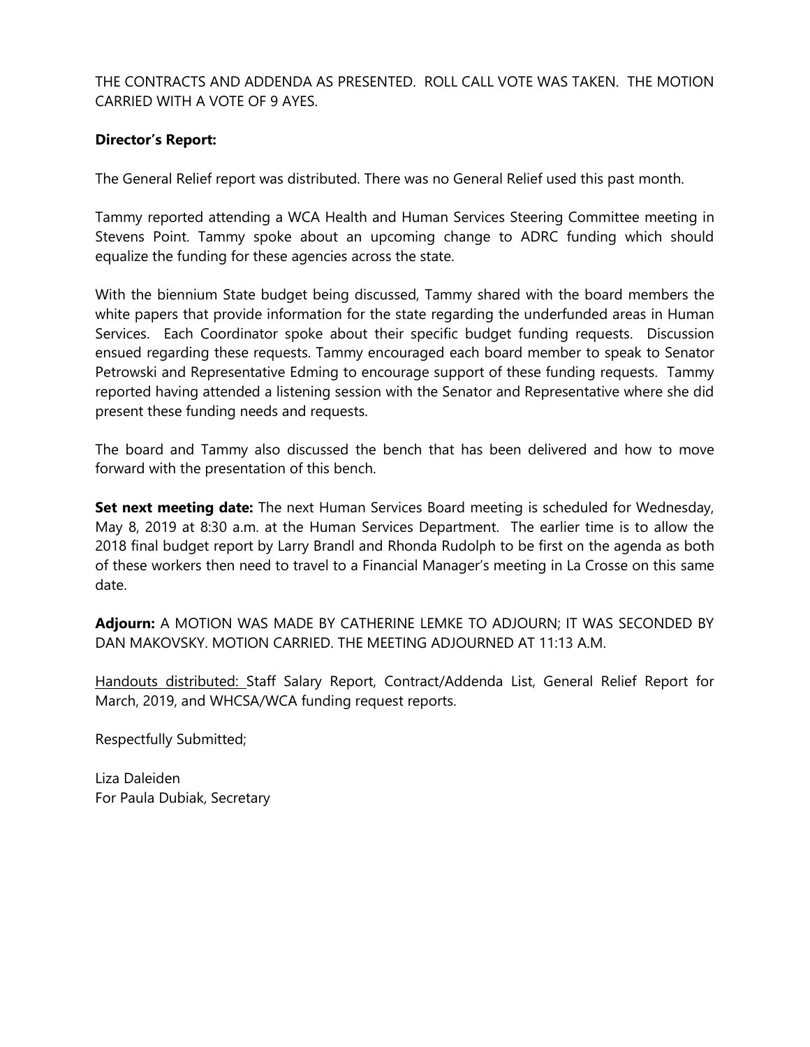THE CONTRACTS AND ADDENDA AS PRESENTED. ROLL CALL VOTE WAS TAKEN. THE MOTION CARRIED WITH A VOTE OF 9 AYES.

**Director's Report:**

The General Relief report was distributed. There was no General Relief used this past month.

Tammy reported attending a WCA Health and Human Services Steering Committee meeting in Stevens Point. Tammy spoke about an upcoming change to ADRC funding which should equalize the funding for these agencies across the state.

With the biennium State budget being discussed, Tammy shared with the board members the white papers that provide information for the state regarding the underfunded areas in Human Services. Each Coordinator spoke about their specific budget funding requests. Discussion ensued regarding these requests. Tammy encouraged each board member to speak to Senator Petrowski and Representative Edming to encourage support of these funding requests. Tammy reported having attended a listening session with the Senator and Representative where she did present these funding needs and requests.

The board and Tammy also discussed the bench that has been delivered and how to move forward with the presentation of this bench.

**Set next meeting date:** The next Human Services Board meeting is scheduled for Wednesday, May 8, 2019 at 8:30 a.m. at the Human Services Department. The earlier time is to allow the 2018 final budget report by Larry Brandl and Rhonda Rudolph to be first on the agenda as both of these workers then need to travel to a Financial Manager's meeting in La Crosse on this same date.

**Adjourn:** A MOTION WAS MADE BY CATHERINE LEMKE TO ADJOURN; IT WAS SECONDED BY DAN MAKOVSKY. MOTION CARRIED. THE MEETING ADJOURNED AT 11:13 A.M.

<u>Handouts distributed:</u> Staff Salary Report, Contract/Addenda List, General Relief Report for March, 2019, and WHCSA/WCA funding request reports.

Respectfully Submitted;

Liza Daleiden  
For Paula Dubiak, Secretary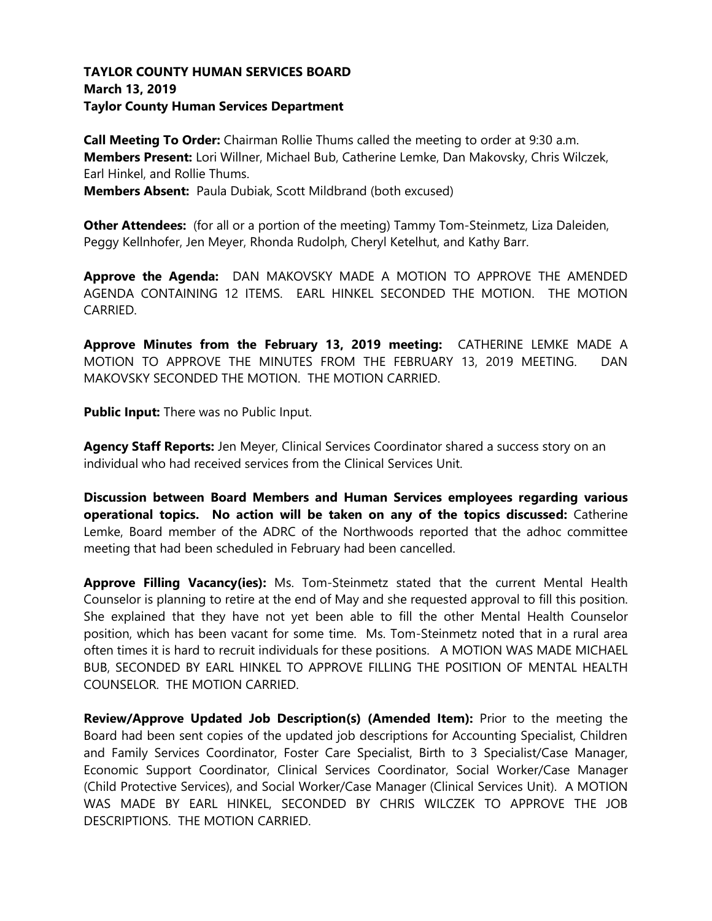**TAYLOR COUNTY HUMAN SERVICES BOARD**
**March 13, 2019**
**Taylor County Human Services Department**

**Call Meeting To Order:** Chairman Rollie Thums called the meeting to order at 9:30 a.m.
**Members Present:** Lori Willner, Michael Bub, Catherine Lemke, Dan Makovsky, Chris Wilczek, Earl Hinkel, and Rollie Thums.
**Members Absent:** Paula Dubiak, Scott Mildbrand (both excused)

**Other Attendees:** (for all or a portion of the meeting) Tammy Tom-Steinmetz, Liza Daleiden, Peggy Kellnhofer, Jen Meyer, Rhonda Rudolph, Cheryl Ketelhut, and Kathy Barr.

**Approve the Agenda:** DAN MAKOVSKY MADE A MOTION TO APPROVE THE AMENDED AGENDA CONTAINING 12 ITEMS. EARL HINKEL SECONDED THE MOTION. THE MOTION CARRIED.

**Approve Minutes from the February 13, 2019 meeting:** CATHERINE LEMKE MADE A MOTION TO APPROVE THE MINUTES FROM THE FEBRUARY 13, 2019 MEETING. DAN MAKOVSKY SECONDED THE MOTION. THE MOTION CARRIED.

**Public Input:** There was no Public Input.

**Agency Staff Reports:** Jen Meyer, Clinical Services Coordinator shared a success story on an individual who had received services from the Clinical Services Unit.

**Discussion between Board Members and Human Services employees regarding various operational topics. No action will be taken on any of the topics discussed:** Catherine Lemke, Board member of the ADRC of the Northwoods reported that the adhoc committee meeting that had been scheduled in February had been cancelled.

**Approve Filling Vacancy(ies):** Ms. Tom-Steinmetz stated that the current Mental Health Counselor is planning to retire at the end of May and she requested approval to fill this position. She explained that they have not yet been able to fill the other Mental Health Counselor position, which has been vacant for some time. Ms. Tom-Steinmetz noted that in a rural area often times it is hard to recruit individuals for these positions. A MOTION WAS MADE MICHAEL BUB, SECONDED BY EARL HINKEL TO APPROVE FILLING THE POSITION OF MENTAL HEALTH COUNSELOR. THE MOTION CARRIED.

**Review/Approve Updated Job Description(s) (Amended Item):** Prior to the meeting the Board had been sent copies of the updated job descriptions for Accounting Specialist, Children and Family Services Coordinator, Foster Care Specialist, Birth to 3 Specialist/Case Manager, Economic Support Coordinator, Clinical Services Coordinator, Social Worker/Case Manager (Child Protective Services), and Social Worker/Case Manager (Clinical Services Unit). A MOTION WAS MADE BY EARL HINKEL, SECONDED BY CHRIS WILCZEK TO APPROVE THE JOB DESCRIPTIONS. THE MOTION CARRIED.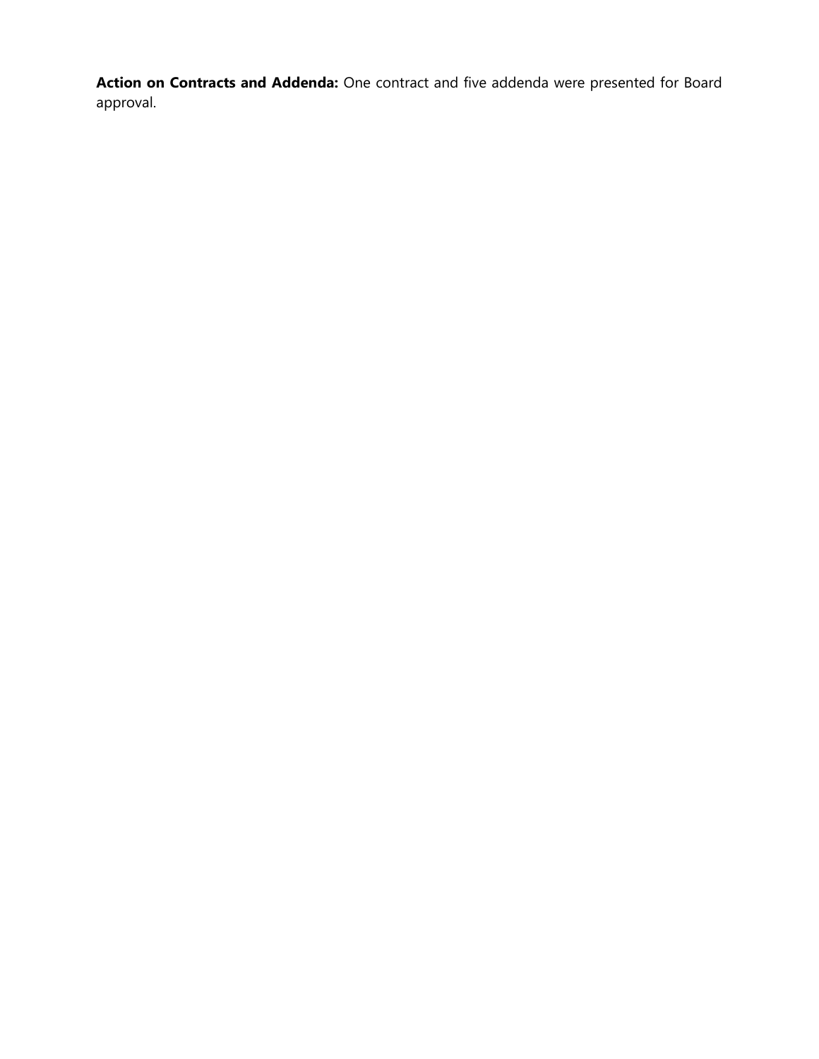**Action on Contracts and Addenda:** One contract and five addenda were presented for Board approval.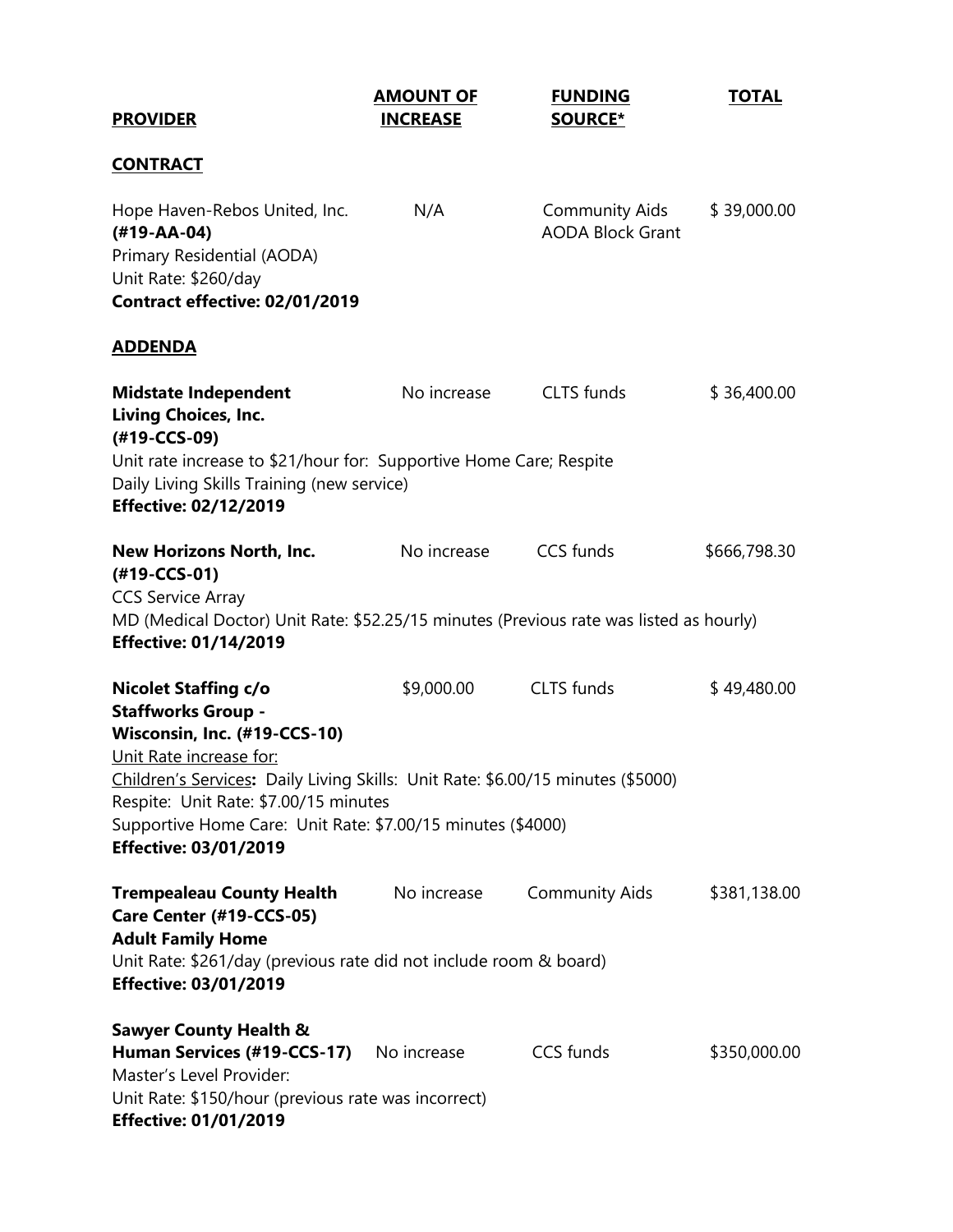| **PROVIDER** | **AMOUNT OF INCREASE** | **FUNDING SOURCE*** | **TOTAL** |
|---|---|---|---|
| **CONTRACT** | | | |
| Hope Haven-Rebos United, Inc. **(#19-AA-04)**<br>Primary Residential (AODA)<br>Unit Rate: $260/day<br>**Contract effective: 02/01/2019** | N/A | Community Aids<br>AODA Block Grant | $ 39,000.00 |
| **ADDENDA** | | | |
| **Midstate Independent Living Choices, Inc. (#19-CCS-09)**<br>Unit rate increase to $21/hour for: Supportive Home Care; Respite<br>Daily Living Skills Training (new service)<br>**Effective: 02/12/2019** | No increase | CLTS funds | $ 36,400.00 |
| **New Horizons North, Inc. (#19-CCS-01)**<br>CCS Service Array<br>MD (Medical Doctor) Unit Rate: $52.25/15 minutes (Previous rate was listed as hourly)<br>**Effective: 01/14/2019** | No increase | CCS funds | $666,798.30 |
| **Nicolet Staffing c/o Staffworks Group - Wisconsin, Inc. (#19-CCS-10)**<br>Unit Rate increase for:<br>Children's Services**:** Daily Living Skills: Unit Rate: $6.00/15 minutes ($5000)<br>Respite: Unit Rate: $7.00/15 minutes<br>Supportive Home Care: Unit Rate: $7.00/15 minutes ($4000)<br>**Effective: 03/01/2019** | $9,000.00 | CLTS funds | $ 49,480.00 |
| **Trempealeau County Health Care Center (#19-CCS-05)**<br>**Adult Family Home**<br>Unit Rate: $261/day (previous rate did not include room & board)<br>**Effective: 03/01/2019** | No increase | Community Aids | $381,138.00 |
| **Sawyer County Health & Human Services (#19-CCS-17)**<br>Master's Level Provider:<br>Unit Rate: $150/hour (previous rate was incorrect)<br>**Effective: 01/01/2019** | No increase | CCS funds | $350,000.00 |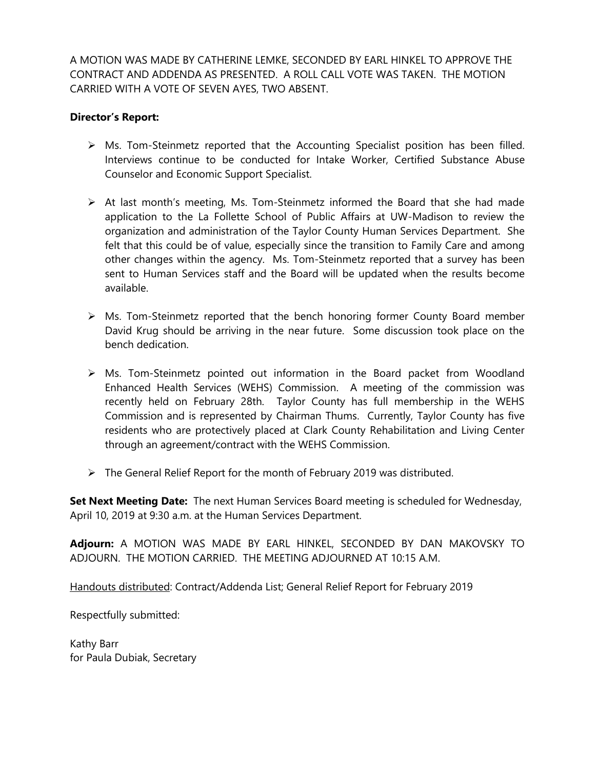A MOTION WAS MADE BY CATHERINE LEMKE, SECONDED BY EARL HINKEL TO APPROVE THE CONTRACT AND ADDENDA AS PRESENTED. A ROLL CALL VOTE WAS TAKEN. THE MOTION CARRIED WITH A VOTE OF SEVEN AYES, TWO ABSENT.

**Director's Report:**

- Ms. Tom-Steinmetz reported that the Accounting Specialist position has been filled. Interviews continue to be conducted for Intake Worker, Certified Substance Abuse Counselor and Economic Support Specialist.

- At last month's meeting, Ms. Tom-Steinmetz informed the Board that she had made application to the La Follette School of Public Affairs at UW-Madison to review the organization and administration of the Taylor County Human Services Department. She felt that this could be of value, especially since the transition to Family Care and among other changes within the agency. Ms. Tom-Steinmetz reported that a survey has been sent to Human Services staff and the Board will be updated when the results become available.

- Ms. Tom-Steinmetz reported that the bench honoring former County Board member David Krug should be arriving in the near future. Some discussion took place on the bench dedication.

- Ms. Tom-Steinmetz pointed out information in the Board packet from Woodland Enhanced Health Services (WEHS) Commission. A meeting of the commission was recently held on February 28th. Taylor County has full membership in the WEHS Commission and is represented by Chairman Thums. Currently, Taylor County has five residents who are protectively placed at Clark County Rehabilitation and Living Center through an agreement/contract with the WEHS Commission.

- The General Relief Report for the month of February 2019 was distributed.

**Set Next Meeting Date:** The next Human Services Board meeting is scheduled for Wednesday, April 10, 2019 at 9:30 a.m. at the Human Services Department.

**Adjourn:** A MOTION WAS MADE BY EARL HINKEL, SECONDED BY DAN MAKOVSKY TO ADJOURN. THE MOTION CARRIED. THE MEETING ADJOURNED AT 10:15 A.M.

Handouts distributed: Contract/Addenda List; General Relief Report for February 2019

Respectfully submitted:

Kathy Barr
for Paula Dubiak, Secretary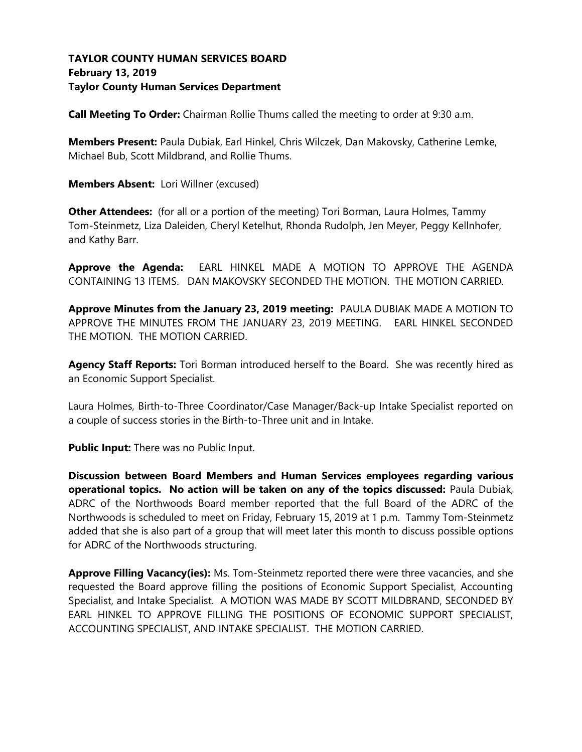**TAYLOR COUNTY HUMAN SERVICES BOARD**
**February 13, 2019**
**Taylor County Human Services Department**

**Call Meeting To Order:** Chairman Rollie Thums called the meeting to order at 9:30 a.m.

**Members Present:** Paula Dubiak, Earl Hinkel, Chris Wilczek, Dan Makovsky, Catherine Lemke, Michael Bub, Scott Mildbrand, and Rollie Thums.

**Members Absent:** Lori Willner (excused)

**Other Attendees:** (for all or a portion of the meeting) Tori Borman, Laura Holmes, Tammy Tom-Steinmetz, Liza Daleiden, Cheryl Ketelhut, Rhonda Rudolph, Jen Meyer, Peggy Kellnhofer, and Kathy Barr.

**Approve the Agenda:** EARL HINKEL MADE A MOTION TO APPROVE THE AGENDA CONTAINING 13 ITEMS. DAN MAKOVSKY SECONDED THE MOTION. THE MOTION CARRIED.

**Approve Minutes from the January 23, 2019 meeting:** PAULA DUBIAK MADE A MOTION TO APPROVE THE MINUTES FROM THE JANUARY 23, 2019 MEETING. EARL HINKEL SECONDED THE MOTION. THE MOTION CARRIED.

**Agency Staff Reports:** Tori Borman introduced herself to the Board. She was recently hired as an Economic Support Specialist.

Laura Holmes, Birth-to-Three Coordinator/Case Manager/Back-up Intake Specialist reported on a couple of success stories in the Birth-to-Three unit and in Intake.

**Public Input:** There was no Public Input.

**Discussion between Board Members and Human Services employees regarding various operational topics. No action will be taken on any of the topics discussed:** Paula Dubiak, ADRC of the Northwoods Board member reported that the full Board of the ADRC of the Northwoods is scheduled to meet on Friday, February 15, 2019 at 1 p.m. Tammy Tom-Steinmetz added that she is also part of a group that will meet later this month to discuss possible options for ADRC of the Northwoods structuring.

**Approve Filling Vacancy(ies):** Ms. Tom-Steinmetz reported there were three vacancies, and she requested the Board approve filling the positions of Economic Support Specialist, Accounting Specialist, and Intake Specialist. A MOTION WAS MADE BY SCOTT MILDBRAND, SECONDED BY EARL HINKEL TO APPROVE FILLING THE POSITIONS OF ECONOMIC SUPPORT SPECIALIST, ACCOUNTING SPECIALIST, AND INTAKE SPECIALIST. THE MOTION CARRIED.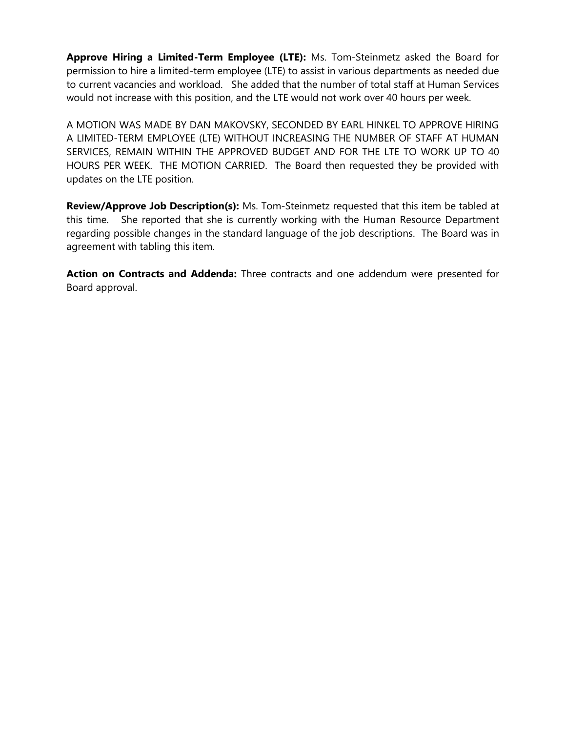**Approve Hiring a Limited-Term Employee (LTE):** Ms. Tom-Steinmetz asked the Board for permission to hire a limited-term employee (LTE) to assist in various departments as needed due to current vacancies and workload. She added that the number of total staff at Human Services would not increase with this position, and the LTE would not work over 40 hours per week.

A MOTION WAS MADE BY DAN MAKOVSKY, SECONDED BY EARL HINKEL TO APPROVE HIRING A LIMITED-TERM EMPLOYEE (LTE) WITHOUT INCREASING THE NUMBER OF STAFF AT HUMAN SERVICES, REMAIN WITHIN THE APPROVED BUDGET AND FOR THE LTE TO WORK UP TO 40 HOURS PER WEEK. THE MOTION CARRIED. The Board then requested they be provided with updates on the LTE position.

**Review/Approve Job Description(s):** Ms. Tom-Steinmetz requested that this item be tabled at this time. She reported that she is currently working with the Human Resource Department regarding possible changes in the standard language of the job descriptions. The Board was in agreement with tabling this item.

**Action on Contracts and Addenda:** Three contracts and one addendum were presented for Board approval.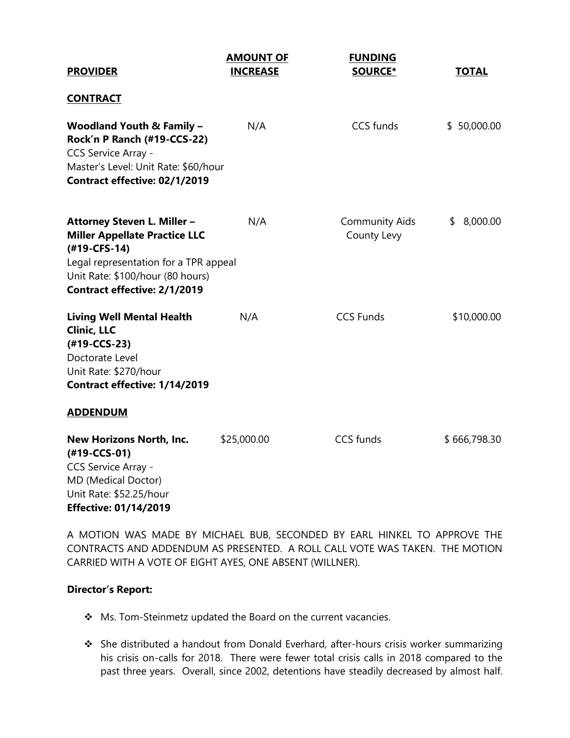| **PROVIDER** | **AMOUNT OF INCREASE** | **FUNDING SOURCE*** | **TOTAL** |
|---|---|---|---|
| **CONTRACT** | | | |
| **Woodland Youth & Family – Rock'n P Ranch (#19-CCS-22)**<br>CCS Service Array -<br>Master's Level: Unit Rate: $60/hour<br>**Contract effective: 02/1/2019** | N/A | CCS funds | $ 50,000.00 |
| **Attorney Steven L. Miller – Miller Appellate Practice LLC (#19-CFS-14)**<br>Legal representation for a TPR appeal<br>Unit Rate: $100/hour (80 hours)<br>**Contract effective: 2/1/2019** | N/A | Community Aids<br>County Levy | $ 8,000.00 |
| **Living Well Mental Health Clinic, LLC (#19-CCS-23)**<br>Doctorate Level<br>Unit Rate: $270/hour<br>**Contract effective: 1/14/2019** | N/A | CCS Funds | $10,000.00 |
| **ADDENDUM** | | | |
| **New Horizons North, Inc. (#19-CCS-01)**<br>CCS Service Array -<br>MD (Medical Doctor)<br>Unit Rate: $52.25/hour<br>**Effective: 01/14/2019** | $25,000.00 | CCS funds | $ 666,798.30 |

A MOTION WAS MADE BY MICHAEL BUB, SECONDED BY EARL HINKEL TO APPROVE THE CONTRACTS AND ADDENDUM AS PRESENTED. A ROLL CALL VOTE WAS TAKEN. THE MOTION CARRIED WITH A VOTE OF EIGHT AYES, ONE ABSENT (WILLNER).

**Director's Report:**

- Ms. Tom-Steinmetz updated the Board on the current vacancies.
- She distributed a handout from Donald Everhard, after-hours crisis worker summarizing his crisis on-calls for 2018. There were fewer total crisis calls in 2018 compared to the past three years. Overall, since 2002, detentions have steadily decreased by almost half.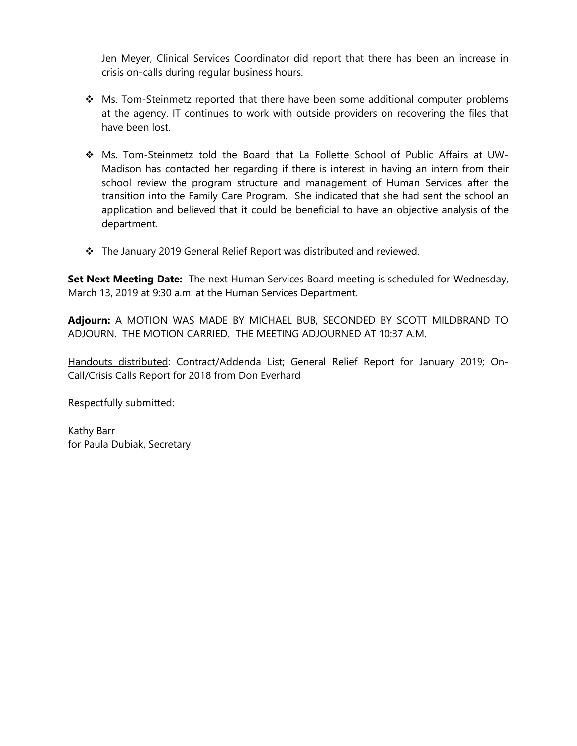Jen Meyer, Clinical Services Coordinator did report that there has been an increase in crisis on-calls during regular business hours.

- ❖ Ms. Tom-Steinmetz reported that there have been some additional computer problems at the agency. IT continues to work with outside providers on recovering the files that have been lost.
- ❖ Ms. Tom-Steinmetz told the Board that La Follette School of Public Affairs at UW-Madison has contacted her regarding if there is interest in having an intern from their school review the program structure and management of Human Services after the transition into the Family Care Program. She indicated that she had sent the school an application and believed that it could be beneficial to have an objective analysis of the department.
- ❖ The January 2019 General Relief Report was distributed and reviewed.

**Set Next Meeting Date:** The next Human Services Board meeting is scheduled for Wednesday, March 13, 2019 at 9:30 a.m. at the Human Services Department.

**Adjourn:** A MOTION WAS MADE BY MICHAEL BUB, SECONDED BY SCOTT MILDBRAND TO ADJOURN. THE MOTION CARRIED. THE MEETING ADJOURNED AT 10:37 A.M.

<u>Handouts distributed</u>: Contract/Addenda List; General Relief Report for January 2019; On-Call/Crisis Calls Report for 2018 from Don Everhard

Respectfully submitted:

Kathy Barr
for Paula Dubiak, Secretary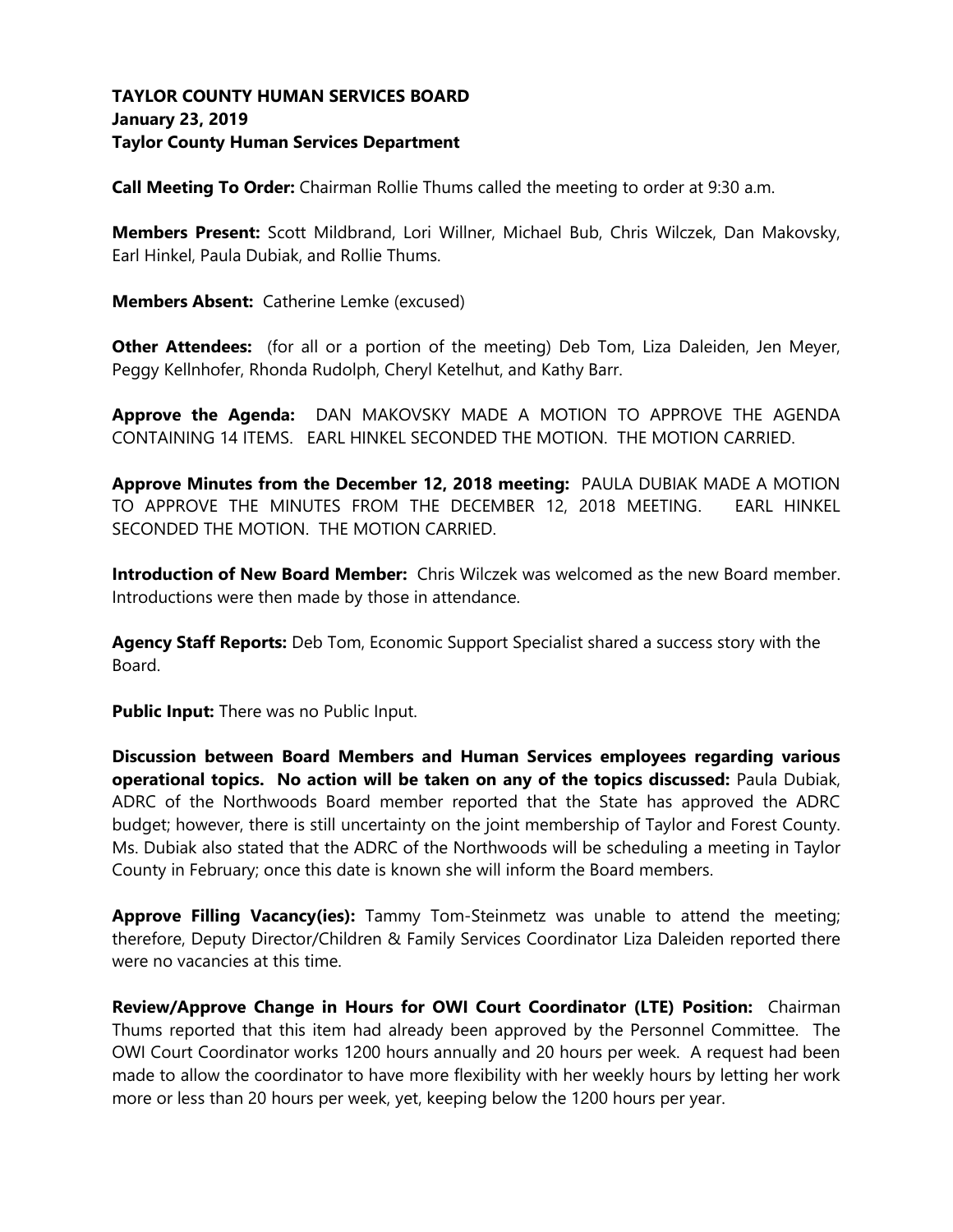**TAYLOR COUNTY HUMAN SERVICES BOARD**
**January 23, 2019**
**Taylor County Human Services Department**

**Call Meeting To Order:** Chairman Rollie Thums called the meeting to order at 9:30 a.m.

**Members Present:** Scott Mildbrand, Lori Willner, Michael Bub, Chris Wilczek, Dan Makovsky, Earl Hinkel, Paula Dubiak, and Rollie Thums.

**Members Absent:** Catherine Lemke (excused)

**Other Attendees:** (for all or a portion of the meeting) Deb Tom, Liza Daleiden, Jen Meyer, Peggy Kellnhofer, Rhonda Rudolph, Cheryl Ketelhut, and Kathy Barr.

**Approve the Agenda:** DAN MAKOVSKY MADE A MOTION TO APPROVE THE AGENDA CONTAINING 14 ITEMS. EARL HINKEL SECONDED THE MOTION. THE MOTION CARRIED.

**Approve Minutes from the December 12, 2018 meeting:** PAULA DUBIAK MADE A MOTION TO APPROVE THE MINUTES FROM THE DECEMBER 12, 2018 MEETING. EARL HINKEL SECONDED THE MOTION. THE MOTION CARRIED.

**Introduction of New Board Member:** Chris Wilczek was welcomed as the new Board member. Introductions were then made by those in attendance.

**Agency Staff Reports:** Deb Tom, Economic Support Specialist shared a success story with the Board.

**Public Input:** There was no Public Input.

**Discussion between Board Members and Human Services employees regarding various operational topics. No action will be taken on any of the topics discussed:** Paula Dubiak, ADRC of the Northwoods Board member reported that the State has approved the ADRC budget; however, there is still uncertainty on the joint membership of Taylor and Forest County. Ms. Dubiak also stated that the ADRC of the Northwoods will be scheduling a meeting in Taylor County in February; once this date is known she will inform the Board members.

**Approve Filling Vacancy(ies):** Tammy Tom-Steinmetz was unable to attend the meeting; therefore, Deputy Director/Children & Family Services Coordinator Liza Daleiden reported there were no vacancies at this time.

**Review/Approve Change in Hours for OWI Court Coordinator (LTE) Position:** Chairman Thums reported that this item had already been approved by the Personnel Committee. The OWI Court Coordinator works 1200 hours annually and 20 hours per week. A request had been made to allow the coordinator to have more flexibility with her weekly hours by letting her work more or less than 20 hours per week, yet, keeping below the 1200 hours per year.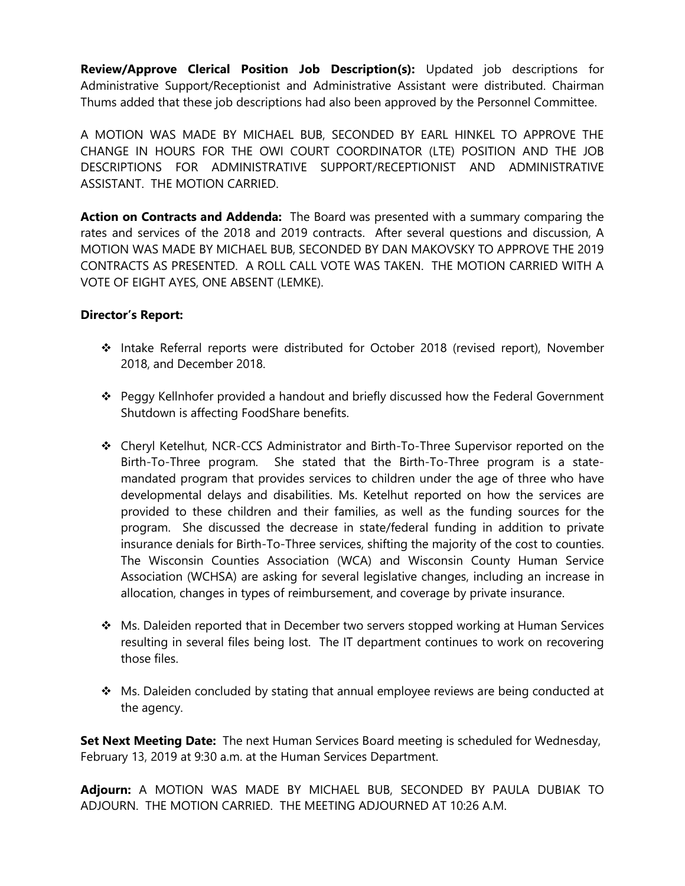**Review/Approve Clerical Position Job Description(s):** Updated job descriptions for Administrative Support/Receptionist and Administrative Assistant were distributed. Chairman Thums added that these job descriptions had also been approved by the Personnel Committee.

A MOTION WAS MADE BY MICHAEL BUB, SECONDED BY EARL HINKEL TO APPROVE THE CHANGE IN HOURS FOR THE OWI COURT COORDINATOR (LTE) POSITION AND THE JOB DESCRIPTIONS FOR ADMINISTRATIVE SUPPORT/RECEPTIONIST AND ADMINISTRATIVE ASSISTANT. THE MOTION CARRIED.

**Action on Contracts and Addenda:** The Board was presented with a summary comparing the rates and services of the 2018 and 2019 contracts. After several questions and discussion, A MOTION WAS MADE BY MICHAEL BUB, SECONDED BY DAN MAKOVSKY TO APPROVE THE 2019 CONTRACTS AS PRESENTED. A ROLL CALL VOTE WAS TAKEN. THE MOTION CARRIED WITH A VOTE OF EIGHT AYES, ONE ABSENT (LEMKE).

**Director's Report:**

- Intake Referral reports were distributed for October 2018 (revised report), November 2018, and December 2018.
- Peggy Kellnhofer provided a handout and briefly discussed how the Federal Government Shutdown is affecting FoodShare benefits.
- Cheryl Ketelhut, NCR-CCS Administrator and Birth-To-Three Supervisor reported on the Birth-To-Three program. She stated that the Birth-To-Three program is a state-mandated program that provides services to children under the age of three who have developmental delays and disabilities. Ms. Ketelhut reported on how the services are provided to these children and their families, as well as the funding sources for the program. She discussed the decrease in state/federal funding in addition to private insurance denials for Birth-To-Three services, shifting the majority of the cost to counties. The Wisconsin Counties Association (WCA) and Wisconsin County Human Service Association (WCHSA) are asking for several legislative changes, including an increase in allocation, changes in types of reimbursement, and coverage by private insurance.
- Ms. Daleiden reported that in December two servers stopped working at Human Services resulting in several files being lost. The IT department continues to work on recovering those files.
- Ms. Daleiden concluded by stating that annual employee reviews are being conducted at the agency.

**Set Next Meeting Date:** The next Human Services Board meeting is scheduled for Wednesday, February 13, 2019 at 9:30 a.m. at the Human Services Department.

**Adjourn:** A MOTION WAS MADE BY MICHAEL BUB, SECONDED BY PAULA DUBIAK TO ADJOURN. THE MOTION CARRIED. THE MEETING ADJOURNED AT 10:26 A.M.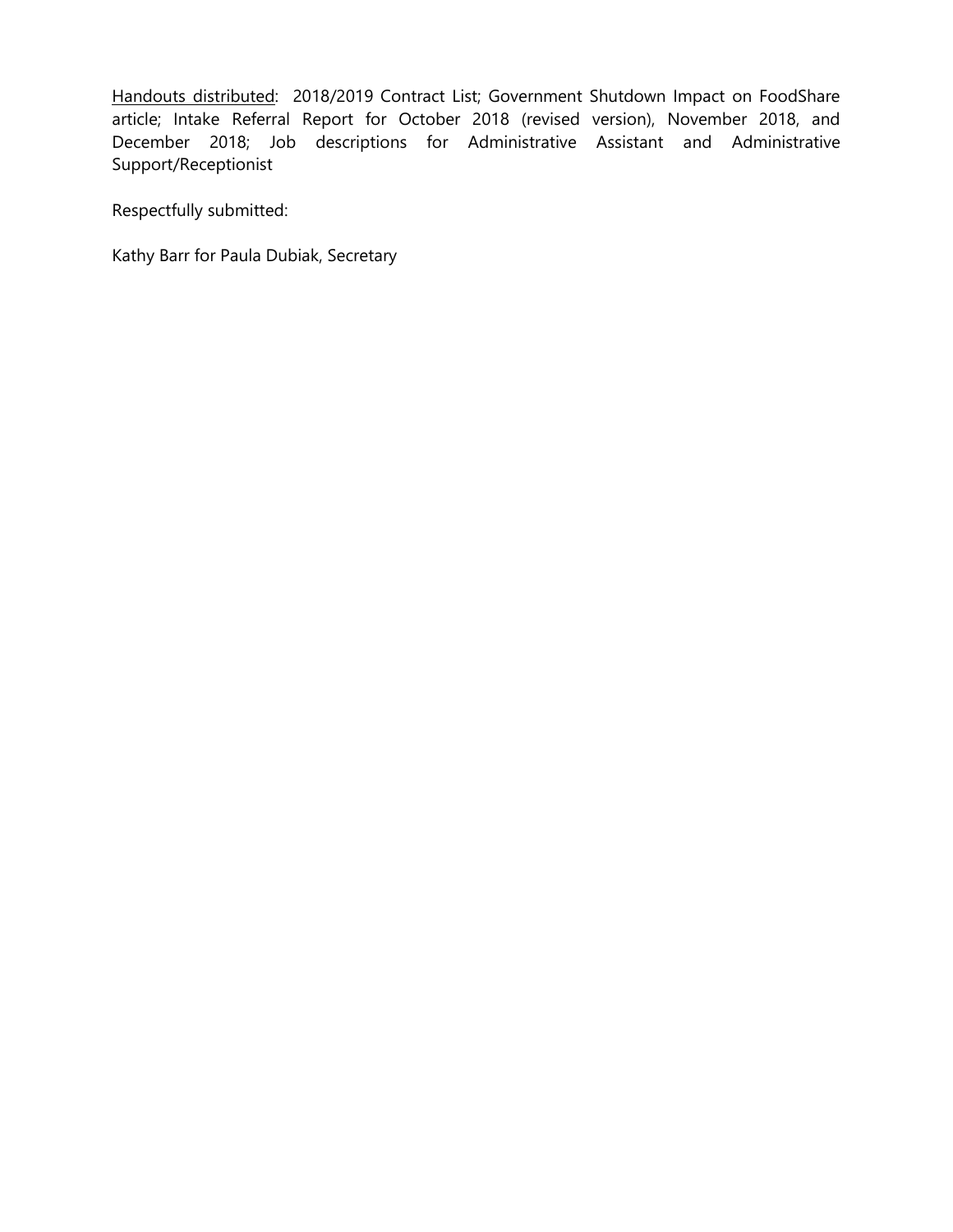<u>Handouts distributed</u>: 2018/2019 Contract List; Government Shutdown Impact on FoodShare article; Intake Referral Report for October 2018 (revised version), November 2018, and December 2018; Job descriptions for Administrative Assistant and Administrative Support/Receptionist

Respectfully submitted:

Kathy Barr for Paula Dubiak, Secretary